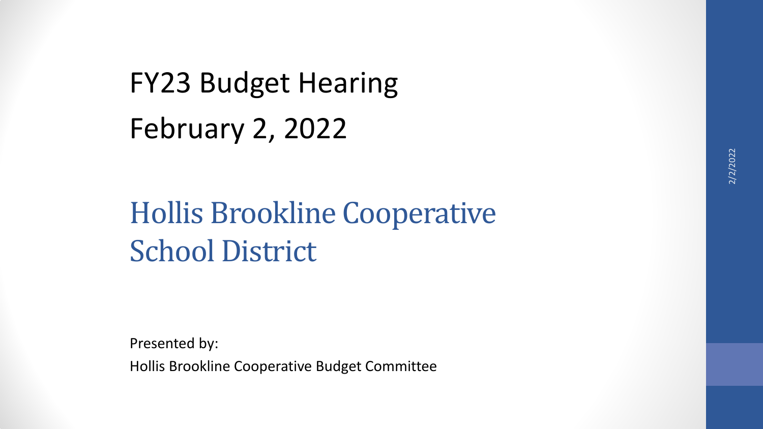# FY23 Budget Hearing
# February 2, 2022

## Hollis Brookline Cooperative School District

Presented by:

Hollis Brookline Cooperative Budget Committee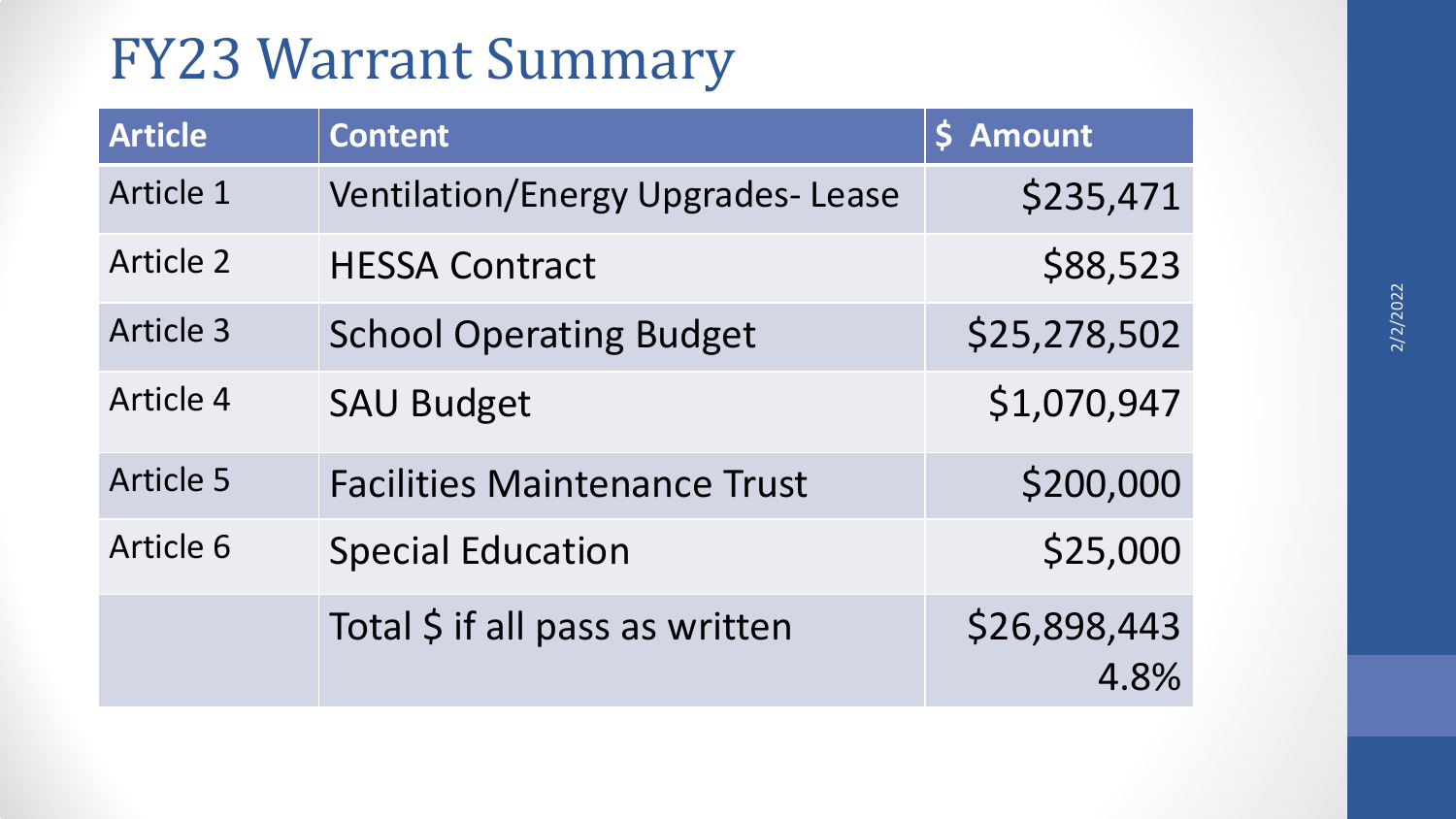# FY23 Warrant Summary

| Article | Content | $ Amount |
|---|---|---|
| Article 1 | Ventilation/Energy Upgrades- Lease | $235,471 |
| Article 2 | HESSA Contract | $88,523 |
| Article 3 | School Operating Budget | $25,278,502 |
| Article 4 | SAU Budget | $1,070,947 |
| Article 5 | Facilities Maintenance Trust | $200,000 |
| Article 6 | Special Education | $25,000 |
| | Total $ if all pass as written | $26,898,443 4.8% |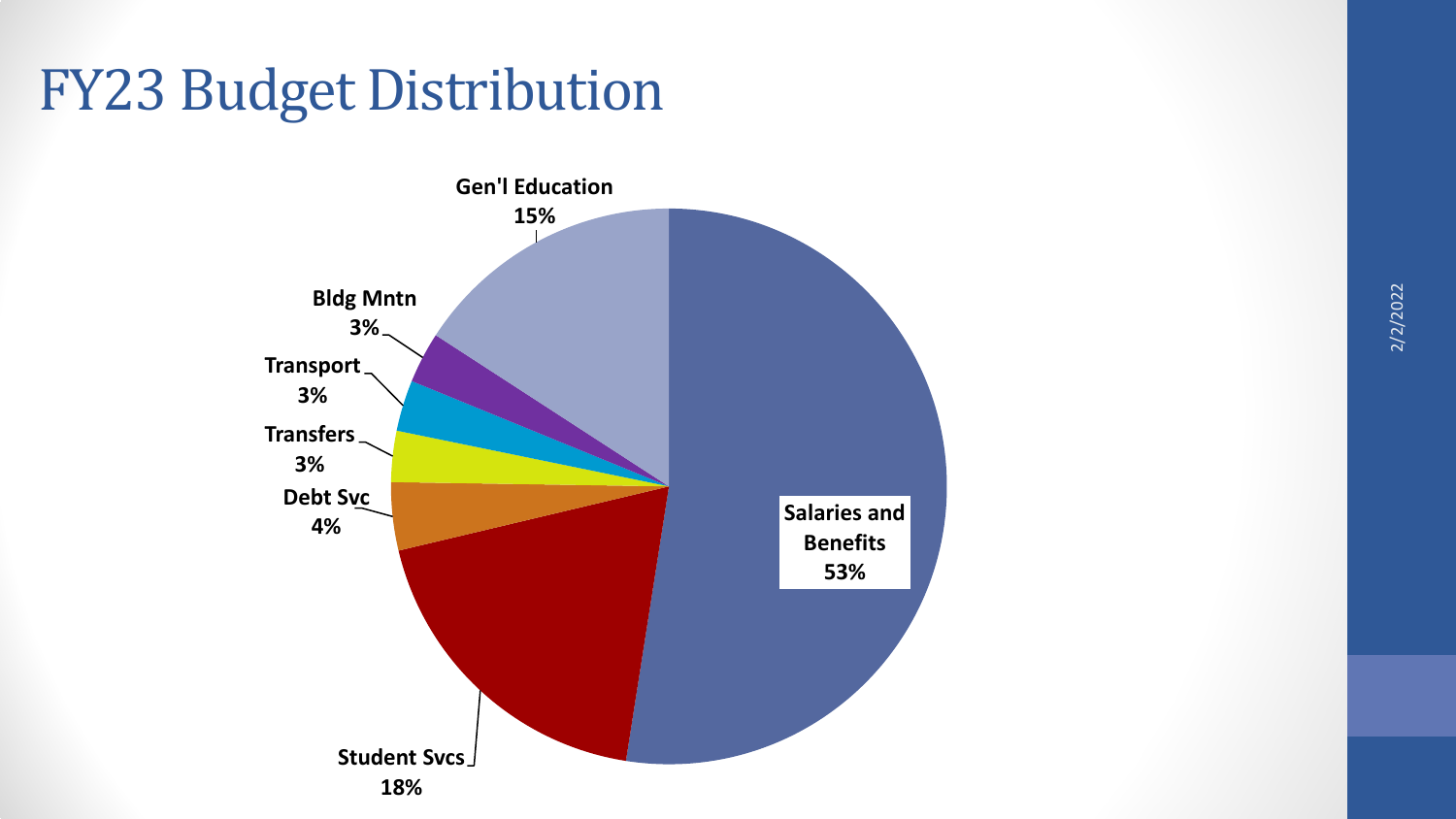# FY23 Budget Distribution

| Category | Percentage |
| --- | --- |
| Salaries and Benefits | 53% |
| Student Svcs | 18% |
| Gen'l Education | 15% |
| Debt Svc | 4% |
| Transfers | 3% |
| Transport | 3% |
| Bldg Mntn | 3% |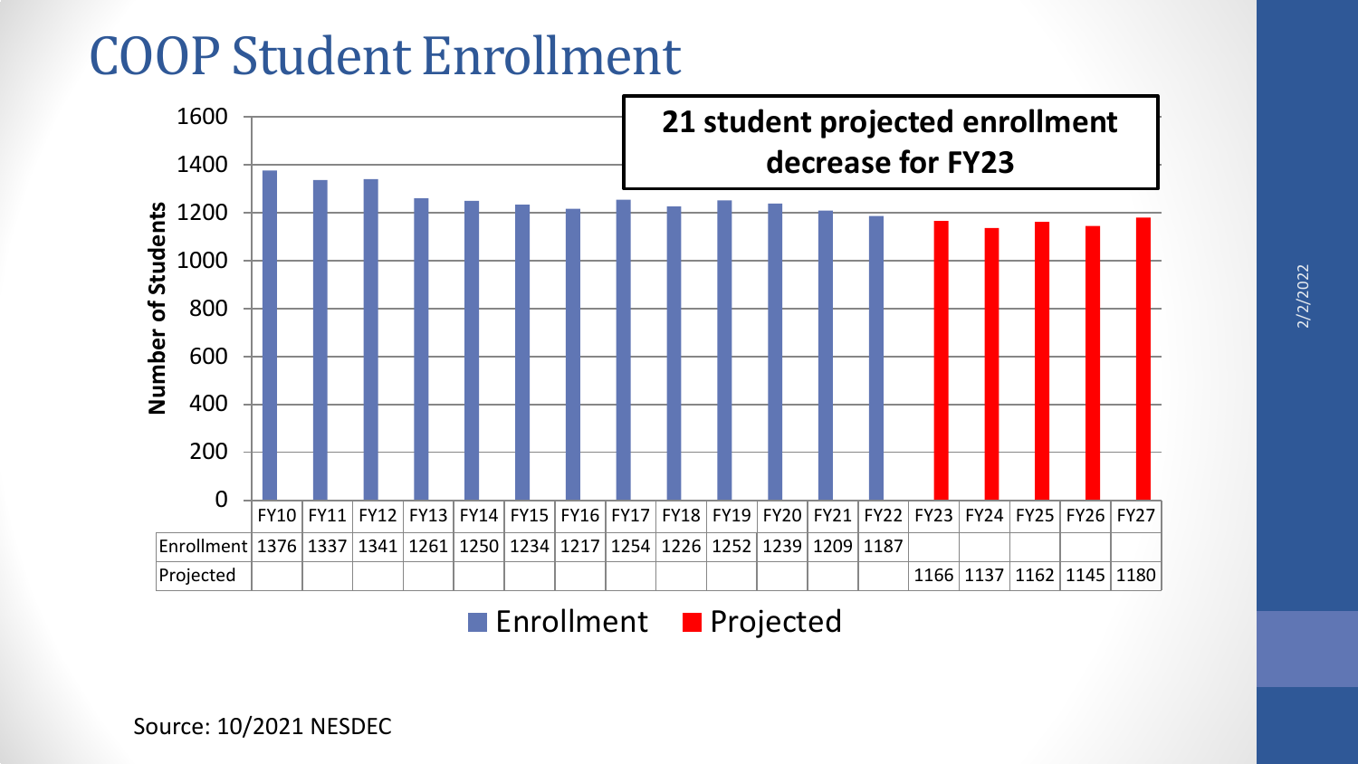# COOP Student Enrollment

**21 student projected enrollment decrease for FY23**

| | FY10 | FY11 | FY12 | FY13 | FY14 | FY15 | FY16 | FY17 | FY18 | FY19 | FY20 | FY21 | FY22 | FY23 | FY24 | FY25 | FY26 | FY27 |
|---|---|---|---|---|---|---|---|---|---|---|---|---|---|---|---|---|---|---|
| Enrollment | 1376 | 1337 | 1341 | 1261 | 1250 | 1234 | 1217 | 1254 | 1226 | 1252 | 1239 | 1209 | 1187 | | | | | |
| Projected | | | | | | | | | | | | | | 1166 | 1137 | 1162 | 1145 | 1180 |

Source: 10/2021 NESDEC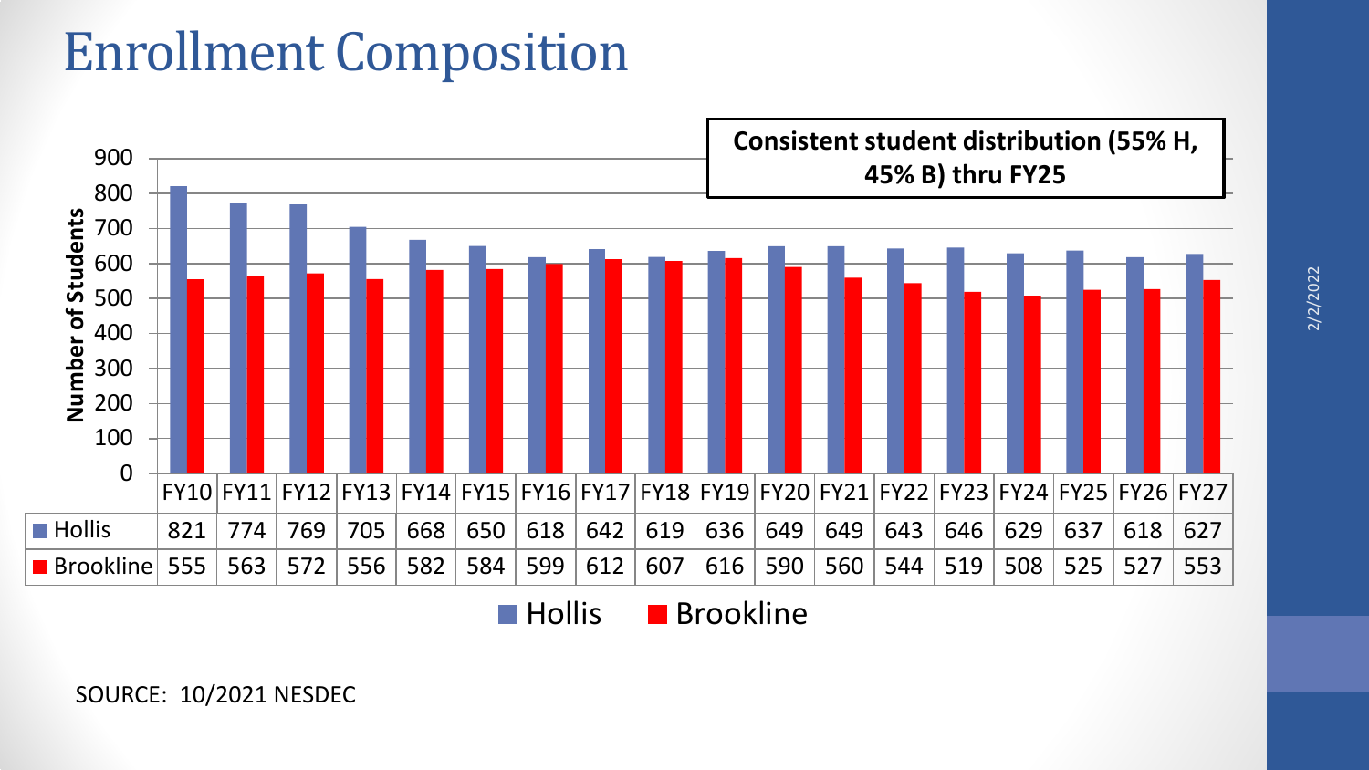# Enrollment Composition

**Consistent student distribution (55% H, 45% B) thru FY25**

| | FY10 | FY11 | FY12 | FY13 | FY14 | FY15 | FY16 | FY17 | FY18 | FY19 | FY20 | FY21 | FY22 | FY23 | FY24 | FY25 | FY26 | FY27 |
|---|---|---|---|---|---|---|---|---|---|---|---|---|---|---|---|---|---|---|
| Hollis | 821 | 774 | 769 | 705 | 668 | 650 | 618 | 642 | 619 | 636 | 649 | 649 | 643 | 646 | 629 | 637 | 618 | 627 |
| Brookline | 555 | 563 | 572 | 556 | 582 | 584 | 599 | 612 | 607 | 616 | 590 | 560 | 544 | 519 | 508 | 525 | 527 | 553 |

SOURCE: 10/2021 NESDEC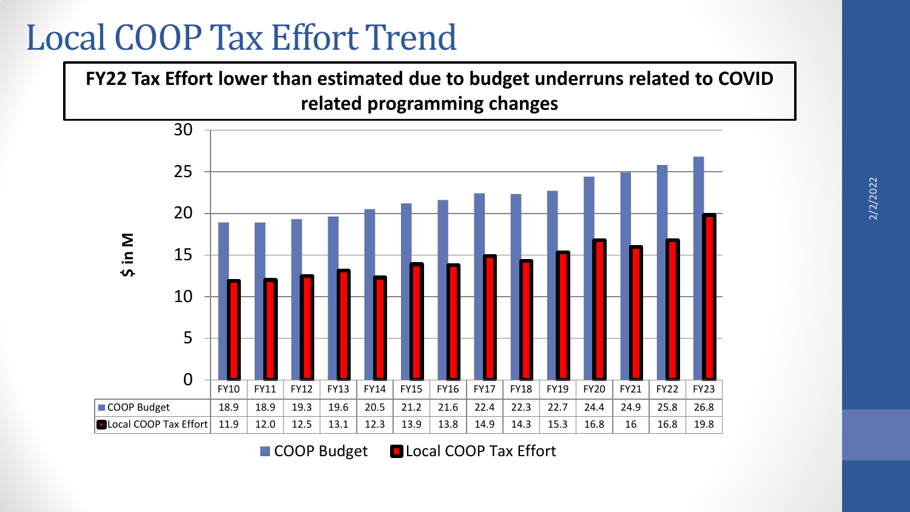# Local COOP Tax Effort Trend

**FY22 Tax Effort lower than estimated due to budget underruns related to COVID related programming changes**

$ in M

| | FY10 | FY11 | FY12 | FY13 | FY14 | FY15 | FY16 | FY17 | FY18 | FY19 | FY20 | FY21 | FY22 | FY23 |
|---|---|---|---|---|---|---|---|---|---|---|---|---|---|---|
| COOP Budget | 18.9 | 18.9 | 19.3 | 19.6 | 20.5 | 21.2 | 21.6 | 22.4 | 22.3 | 22.7 | 24.4 | 24.9 | 25.8 | 26.8 |
| Local COOP Tax Effort | 11.9 | 12.0 | 12.5 | 13.1 | 12.3 | 13.9 | 13.8 | 14.9 | 14.3 | 15.3 | 16.8 | 16 | 16.8 | 19.8 |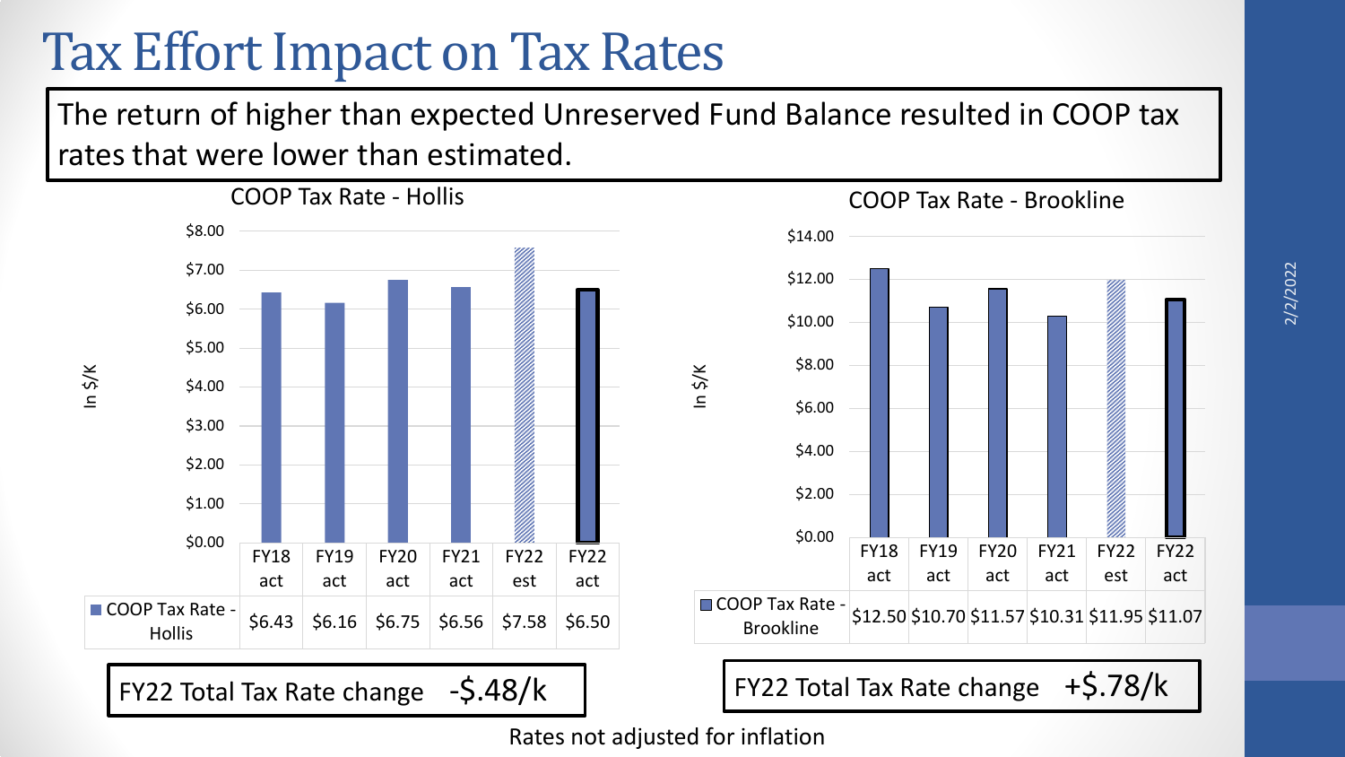# Tax Effort Impact on Tax Rates

The return of higher than expected Unreserved Fund Balance resulted in COOP tax rates that were lower than estimated.

### COOP Tax Rate - Hollis

In $/K

| | FY18 act | FY19 act | FY20 act | FY21 act | FY22 est | FY22 act |
|---|---|---|---|---|---|---|
| COOP Tax Rate - Hollis | $6.43 | $6.16 | $6.75 | $6.56 | $7.58 | $6.50 |

FY22 Total Tax Rate change -$.48/k

### COOP Tax Rate - Brookline

In $/K

| | FY18 act | FY19 act | FY20 act | FY21 act | FY22 est | FY22 act |
|---|---|---|---|---|---|---|
| COOP Tax Rate - Brookline | $12.50 | $10.70 | $11.57 | $10.31 | $11.95 | $11.07 |

FY22 Total Tax Rate change +$.78/k

Rates not adjusted for inflation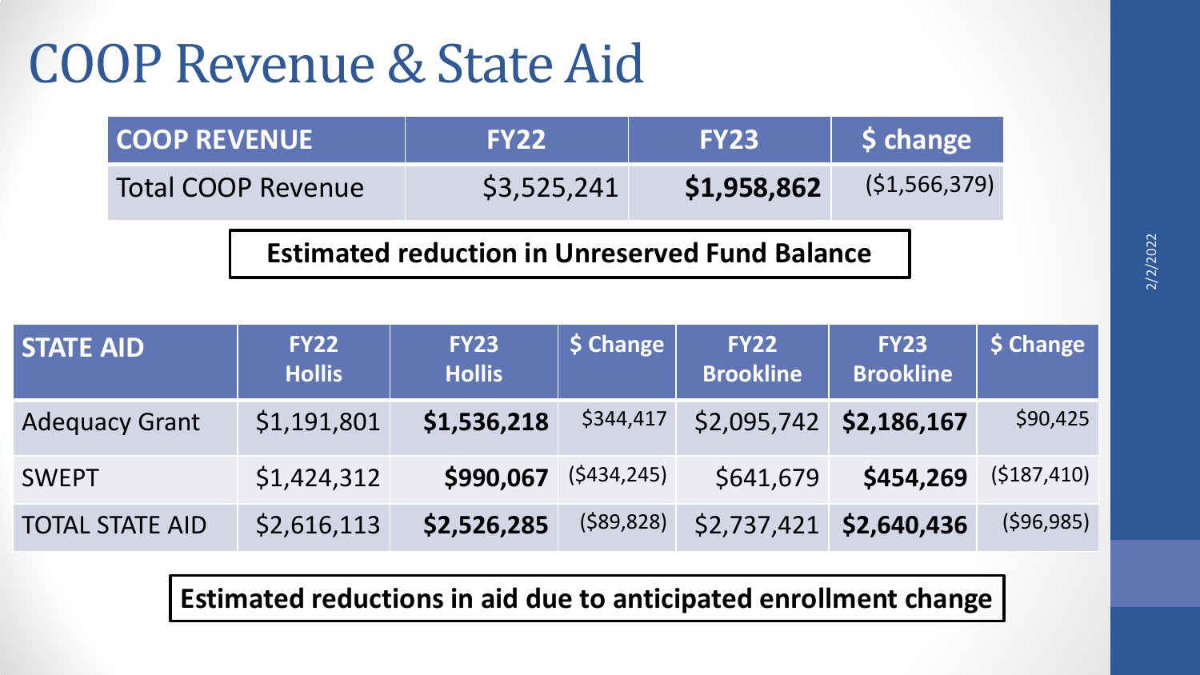# COOP Revenue & State Aid

| COOP REVENUE | FY22 | FY23 | $ change |
|---|---|---|---|
| Total COOP Revenue | $3,525,241 | **$1,958,862** | ($1,566,379) |

**Estimated reduction in Unreserved Fund Balance**

| STATE AID | FY22 Hollis | FY23 Hollis | $ Change | FY22 Brookline | FY23 Brookline | $ Change |
|---|---|---|---|---|---|---|
| Adequacy Grant | $1,191,801 | **$1,536,218** | $344,417 | $2,095,742 | **$2,186,167** | $90,425 |
| SWEPT | $1,424,312 | **$990,067** | ($434,245) | $641,679 | **$454,269** | ($187,410) |
| TOTAL STATE AID | $2,616,113 | **$2,526,285** | ($89,828) | $2,737,421 | **$2,640,436** | ($96,985) |

**Estimated reductions in aid due to anticipated enrollment change**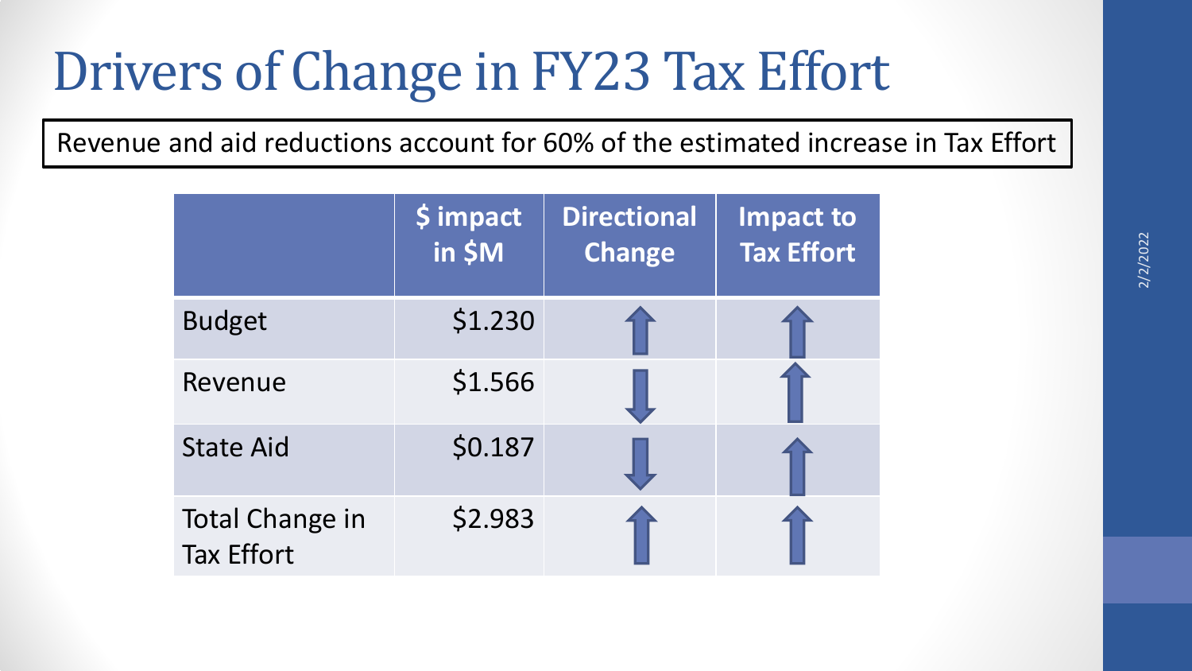# Drivers of Change in FY23 Tax Effort

Revenue and aid reductions account for 60% of the estimated increase in Tax Effort

| | $ impact in $M | Directional Change | Impact to Tax Effort |
|---|---|---|---|
| Budget | $1.230 | ↑ | ↑ |
| Revenue | $1.566 | ↓ | ↑ |
| State Aid | $0.187 | ↓ | ↑ |
| Total Change in Tax Effort | $2.983 | ↑ | ↑ |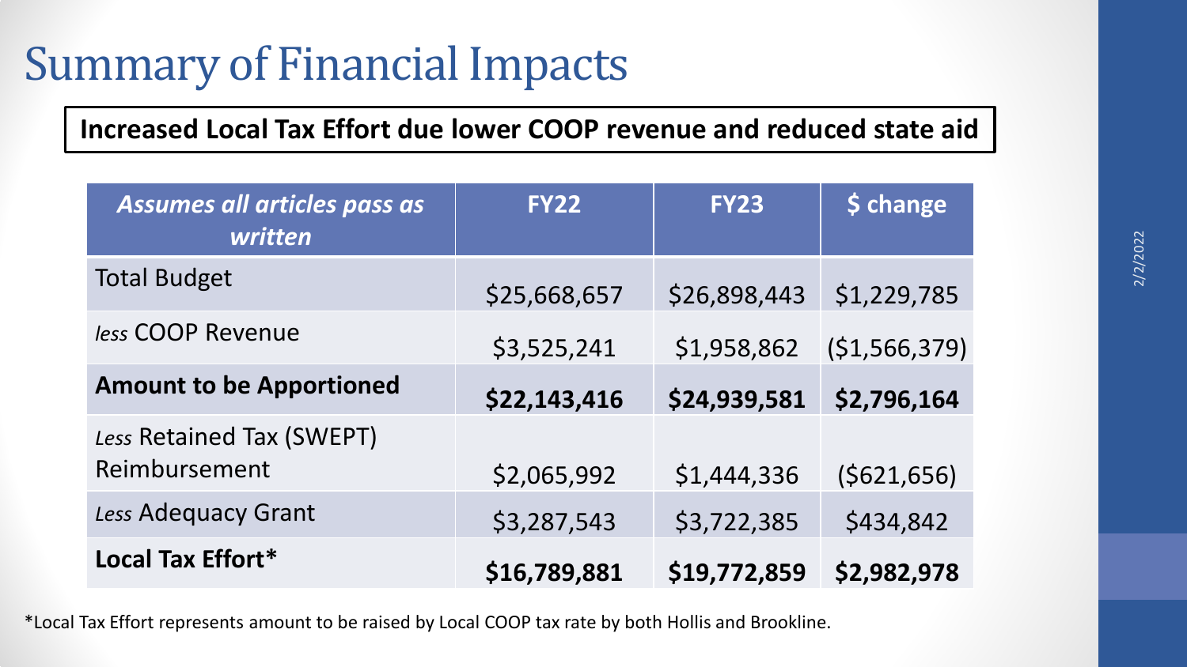# Summary of Financial Impacts

**Increased Local Tax Effort due lower COOP revenue and reduced state aid**

| *Assumes all articles pass as written* | FY22 | FY23 | $ change |
|---|---|---|---|
| Total Budget | $25,668,657 | $26,898,443 | $1,229,785 |
| *less* COOP Revenue | $3,525,241 | $1,958,862 | ($1,566,379) |
| **Amount to be Apportioned** | **$22,143,416** | **$24,939,581** | **$2,796,164** |
| *Less* Retained Tax (SWEPT) Reimbursement | $2,065,992 | $1,444,336 | ($621,656) |
| *Less* Adequacy Grant | $3,287,543 | $3,722,385 | $434,842 |
| **Local Tax Effort*** | **$16,789,881** | **$19,772,859** | **$2,982,978** |

*Local Tax Effort represents amount to be raised by Local COOP tax rate by both Hollis and Brookline.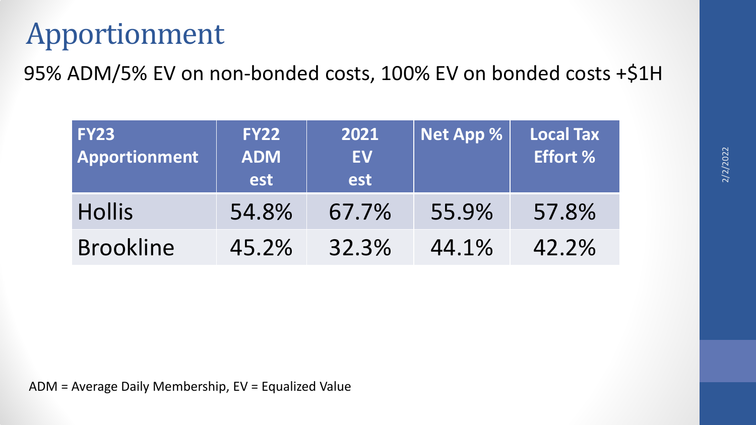# Apportionment

95% ADM/5% EV on non-bonded costs, 100% EV on bonded costs +$1H

| FY23 Apportionment | FY22 ADM est | 2021 EV est | Net App % | Local Tax Effort % |
|---|---|---|---|---|
| Hollis | 54.8% | 67.7% | 55.9% | 57.8% |
| Brookline | 45.2% | 32.3% | 44.1% | 42.2% |

ADM = Average Daily Membership, EV = Equalized Value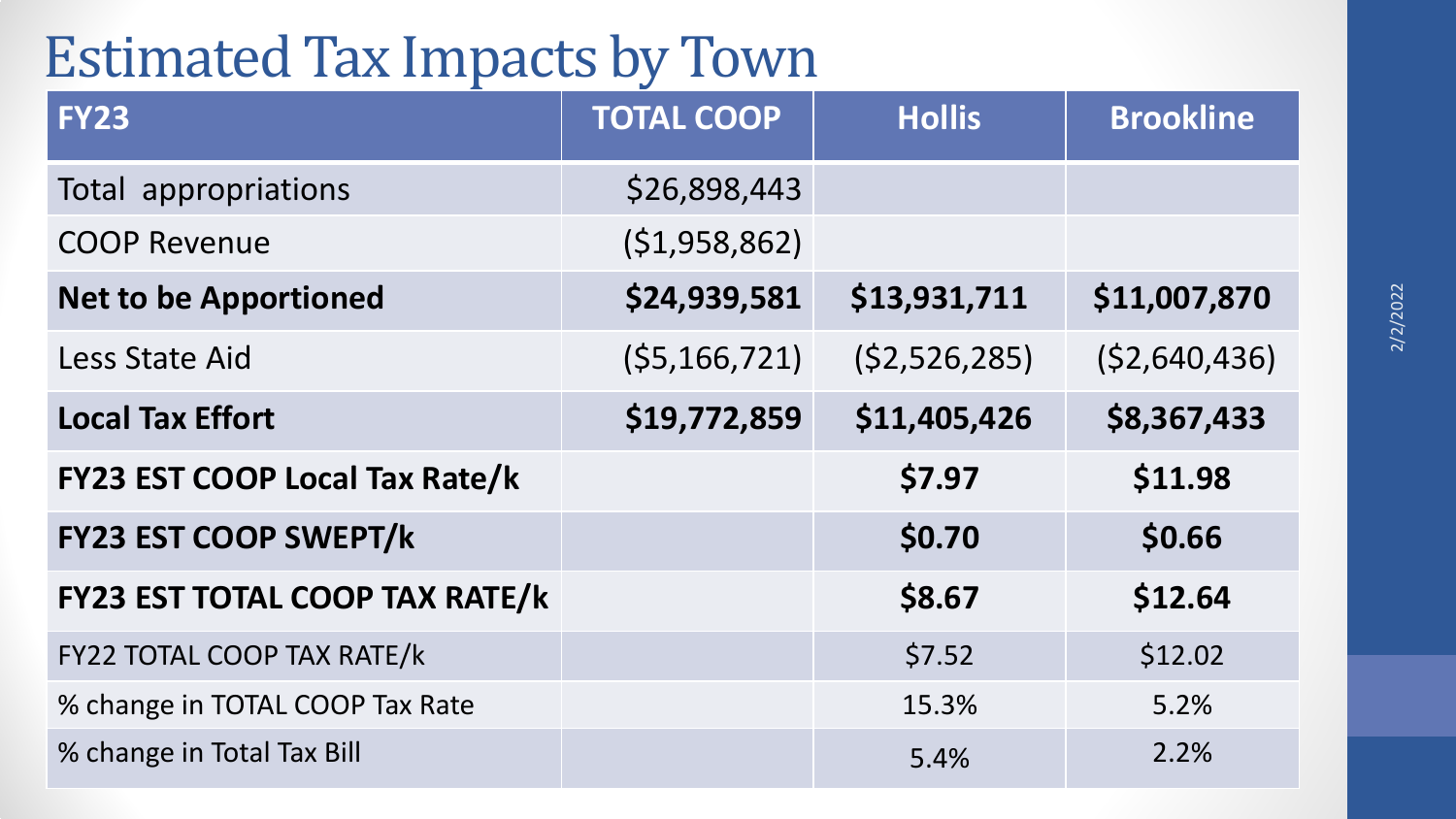# Estimated Tax Impacts by Town

| FY23 | TOTAL COOP | Hollis | Brookline |
|---|---|---|---|
| Total appropriations | $26,898,443 | | |
| COOP Revenue | ($1,958,862) | | |
| **Net to be Apportioned** | **$24,939,581** | **$13,931,711** | **$11,007,870** |
| Less State Aid | ($5,166,721) | ($2,526,285) | ($2,640,436) |
| **Local Tax Effort** | **$19,772,859** | **$11,405,426** | **$8,367,433** |
| **FY23 EST COOP Local Tax Rate/k** | | **$7.97** | **$11.98** |
| **FY23 EST COOP SWEPT/k** | | **$0.70** | **$0.66** |
| **FY23 EST TOTAL COOP TAX RATE/k** | | **$8.67** | **$12.64** |
| FY22 TOTAL COOP TAX RATE/k | | $7.52 | $12.02 |
| % change in TOTAL COOP Tax Rate | | 15.3% | 5.2% |
| % change in Total Tax Bill | | 5.4% | 2.2% |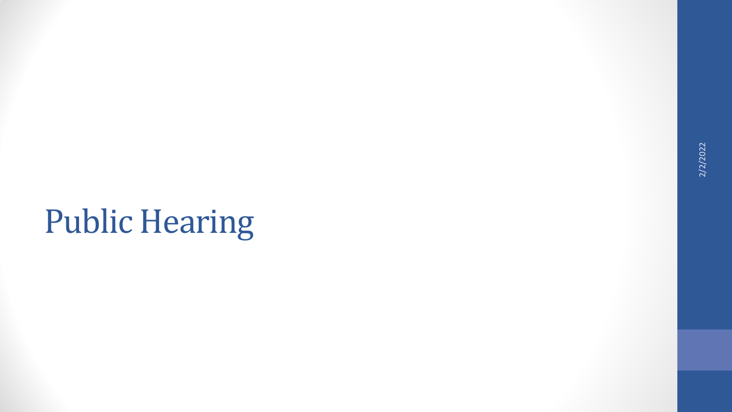# Public Hearing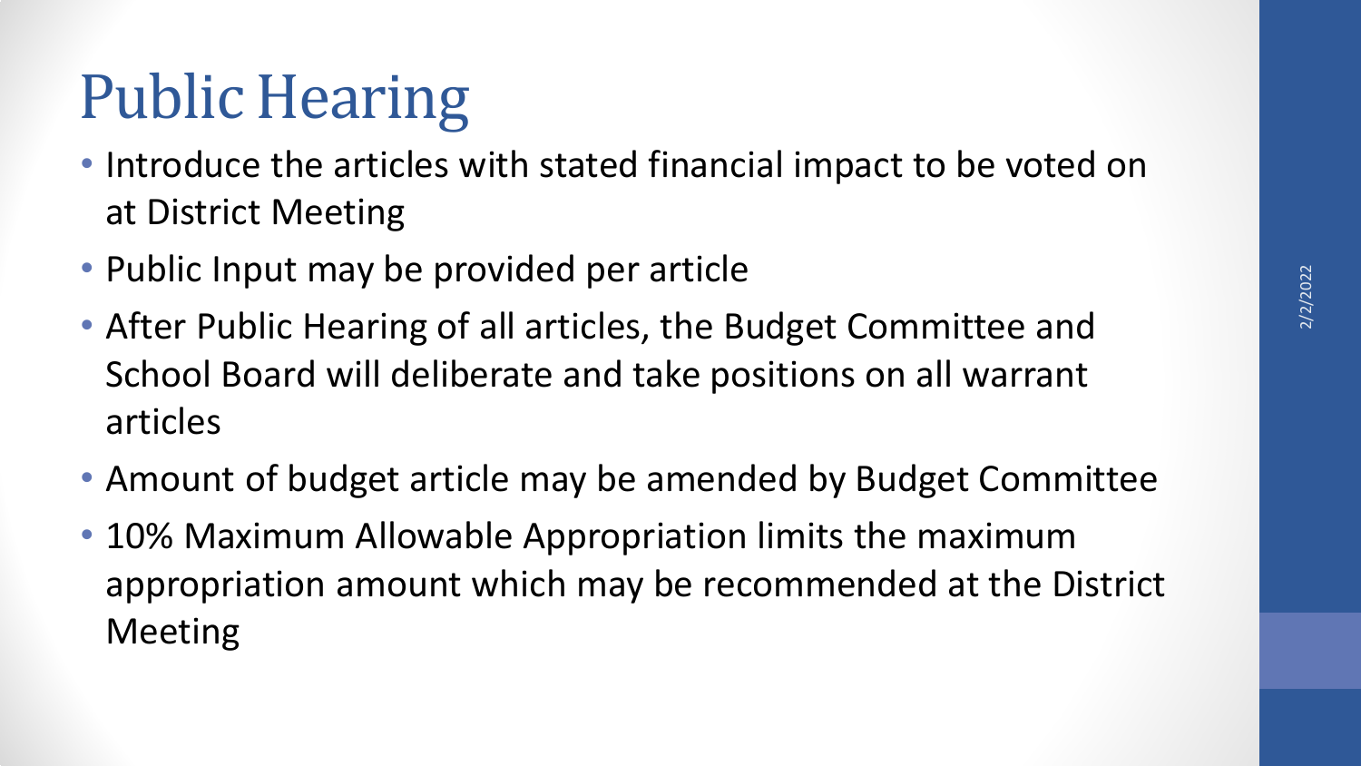# Public Hearing

- Introduce the articles with stated financial impact to be voted on at District Meeting
- Public Input may be provided per article
- After Public Hearing of all articles, the Budget Committee and School Board will deliberate and take positions on all warrant articles
- Amount of budget article may be amended by Budget Committee
- 10% Maximum Allowable Appropriation limits the maximum appropriation amount which may be recommended at the District Meeting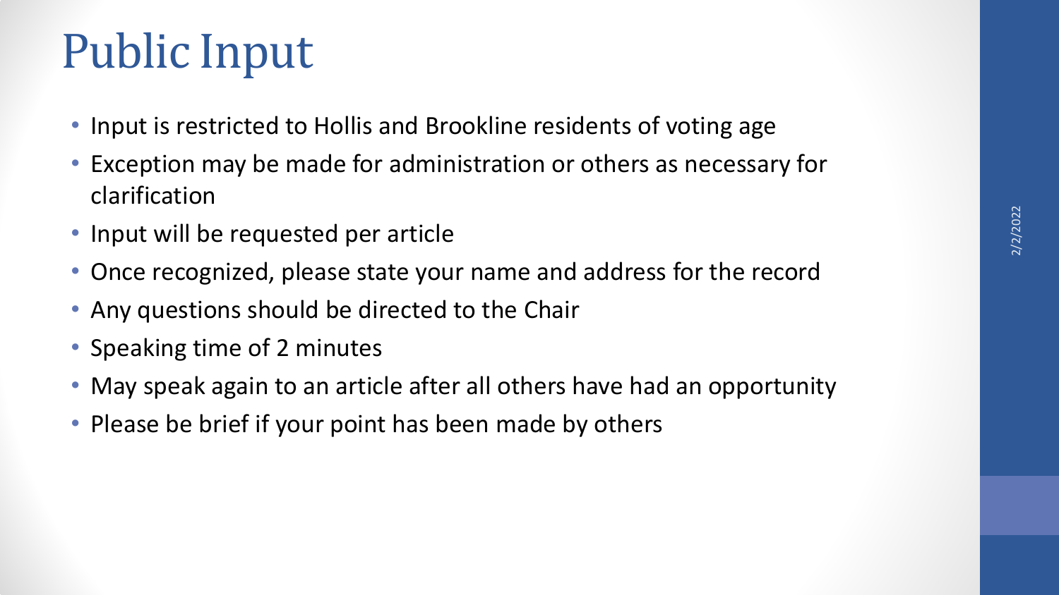# Public Input

- Input is restricted to Hollis and Brookline residents of voting age
- Exception may be made for administration or others as necessary for clarification
- Input will be requested per article
- Once recognized, please state your name and address for the record
- Any questions should be directed to the Chair
- Speaking time of 2 minutes
- May speak again to an article after all others have had an opportunity
- Please be brief if your point has been made by others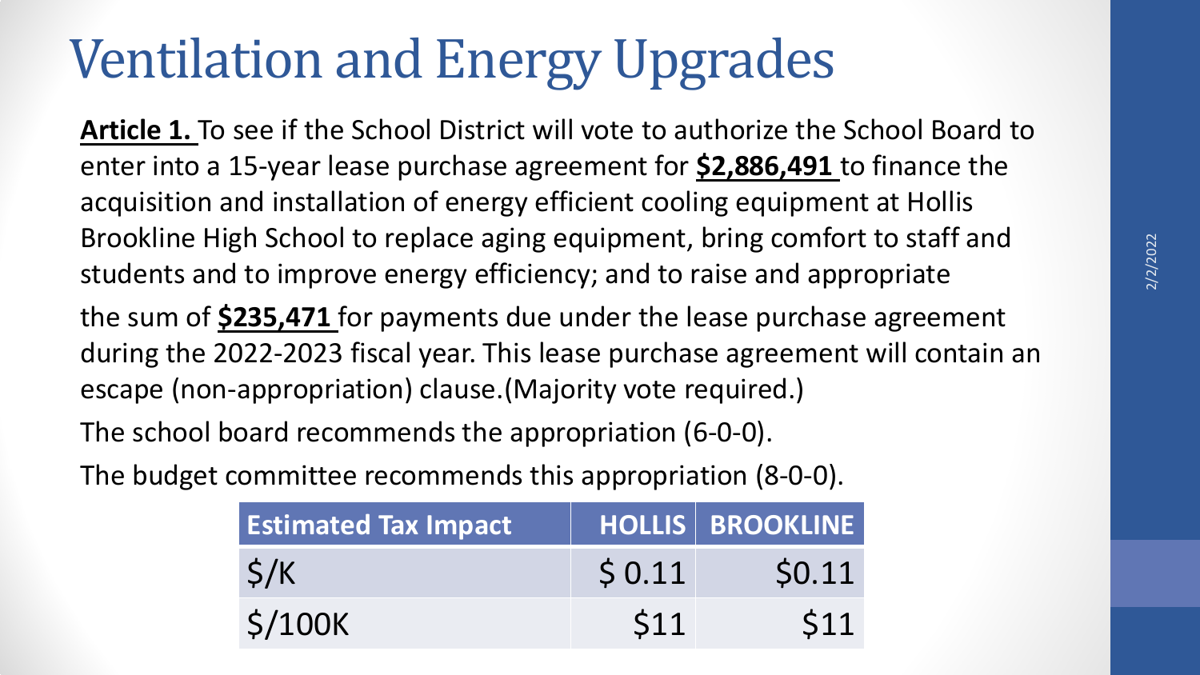# Ventilation and Energy Upgrades

**Article 1.** To see if the School District will vote to authorize the School Board to enter into a 15-year lease purchase agreement for **$2,886,491** to finance the acquisition and installation of energy efficient cooling equipment at Hollis Brookline High School to replace aging equipment, bring comfort to staff and students and to improve energy efficiency; and to raise and appropriate the sum of **$235,471** for payments due under the lease purchase agreement during the 2022-2023 fiscal year. This lease purchase agreement will contain an escape (non-appropriation) clause.(Majority vote required.)

The school board recommends the appropriation (6-0-0).

The budget committee recommends this appropriation (8-0-0).

| Estimated Tax Impact | HOLLIS | BROOKLINE |
| --- | --- | --- |
| $/K | $ 0.11 | $0.11 |
| $/100K | $11 | $11 |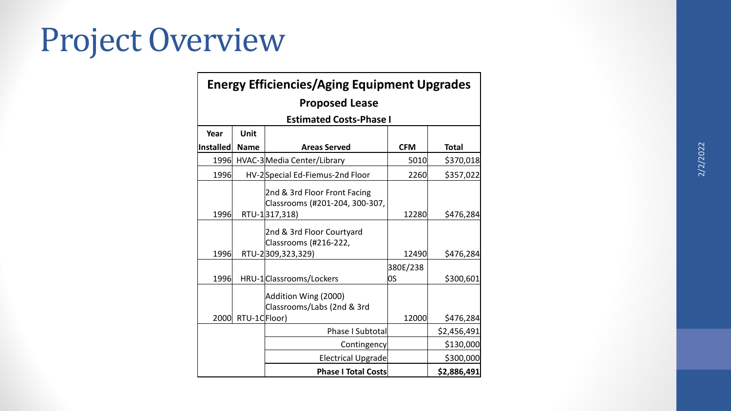# Project Overview

| Energy Efficiencies/Aging Equipment Upgrades | | | | |
|---|---|---|---|---|
| Proposed Lease | | | | |
| Estimated Costs-Phase I | | | | |
| **Year Installed** | **Unit Name** | **Areas Served** | **CFM** | **Total** |
| 1996 | HVAC-3 | Media Center/Library | 5010 | $370,018 |
| 1996 | HV-2 | Special Ed-Fiemus-2nd Floor | 2260 | $357,022 |
| 1996 | RTU-1 | 2nd & 3rd Floor Front Facing Classrooms (#201-204, 300-307, 317,318) | 12280 | $476,284 |
| 1996 | RTU-2 | 2nd & 3rd Floor Courtyard Classrooms (#216-222, 309,323,329) | 12490 | $476,284 |
| 1996 | HRU-1 | Classrooms/Lockers | 380E/2380S | $300,601 |
| 2000 | RTU-1C | Addition Wing (2000) Classrooms/Labs (2nd & 3rd Floor) | 12000 | $476,284 |
| | | Phase I Subtotal | | $2,456,491 |
| | | Contingency | | $130,000 |
| | | Electrical Upgrade | | $300,000 |
| | | **Phase I Total Costs** | | **$2,886,491** |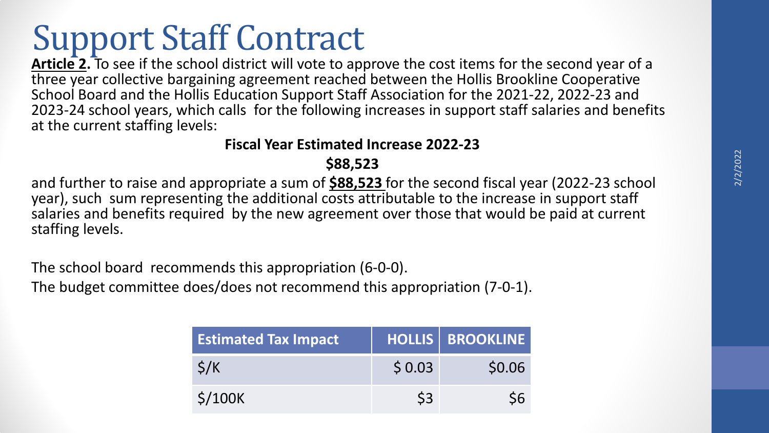# Support Staff Contract

**Article 2.** To see if the school district will vote to approve the cost items for the second year of a three year collective bargaining agreement reached between the Hollis Brookline Cooperative School Board and the Hollis Education Support Staff Association for the 2021-22, 2022-23 and 2023-24 school years, which calls for the following increases in support staff salaries and benefits at the current staffing levels:

**Fiscal Year Estimated Increase 2022-23**

**$88,523**

and further to raise and appropriate a sum of **$88,523** for the second fiscal year (2022-23 school year), such sum representing the additional costs attributable to the increase in support staff salaries and benefits required by the new agreement over those that would be paid at current staffing levels.

The school board recommends this appropriation (6-0-0).

The budget committee does/does not recommend this appropriation (7-0-1).

| Estimated Tax Impact | HOLLIS | BROOKLINE |
|---|---|---|
| $/K | $ 0.03 | $0.06 |
| $/100K | $3 | $6 |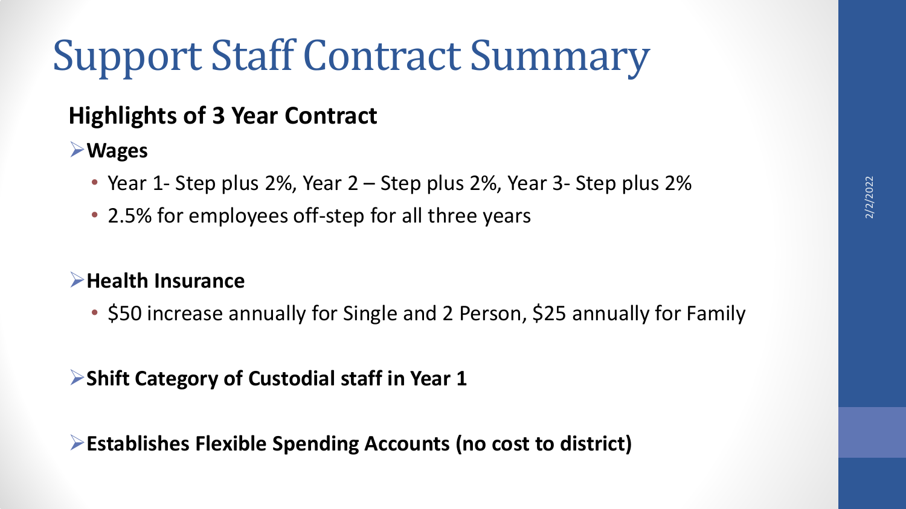# Support Staff Contract Summary

## Highlights of 3 Year Contract

- **Wages**
  - Year 1- Step plus 2%, Year 2 – Step plus 2%, Year 3- Step plus 2%
  - 2.5% for employees off-step for all three years

- **Health Insurance**
  - $50 increase annually for Single and 2 Person, $25 annually for Family

- **Shift Category of Custodial staff in Year 1**

- **Establishes Flexible Spending Accounts (no cost to district)**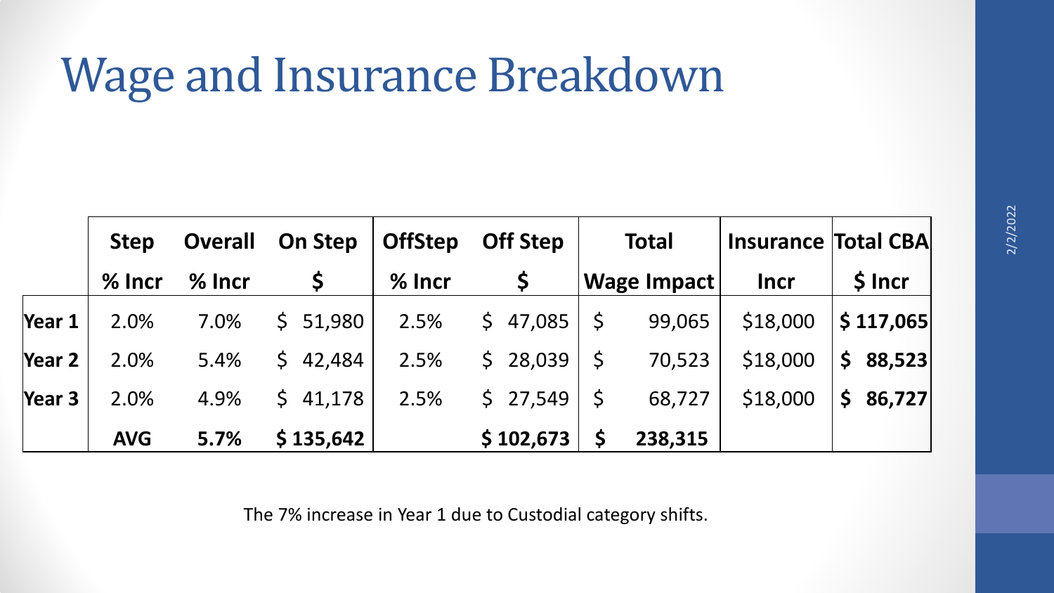# Wage and Insurance Breakdown

| | Step % Incr | Overall % Incr | On Step $ | OffStep % Incr | Off Step $ | Total Wage Impact | Insurance Incr | Total CBA $ Incr |
|---|---|---|---|---|---|---|---|---|
| **Year 1** | 2.0% | 7.0% | $ 51,980 | 2.5% | $ 47,085 | $ 99,065 | $18,000 | **$ 117,065** |
| **Year 2** | 2.0% | 5.4% | $ 42,484 | 2.5% | $ 28,039 | $ 70,523 | $18,000 | **$ 88,523** |
| **Year 3** | 2.0% | 4.9% | $ 41,178 | 2.5% | $ 27,549 | $ 68,727 | $18,000 | **$ 86,727** |
| | **AVG** | **5.7%** | **$ 135,642** | | **$ 102,673** | **$ 238,315** | | |

The 7% increase in Year 1 due to Custodial category shifts.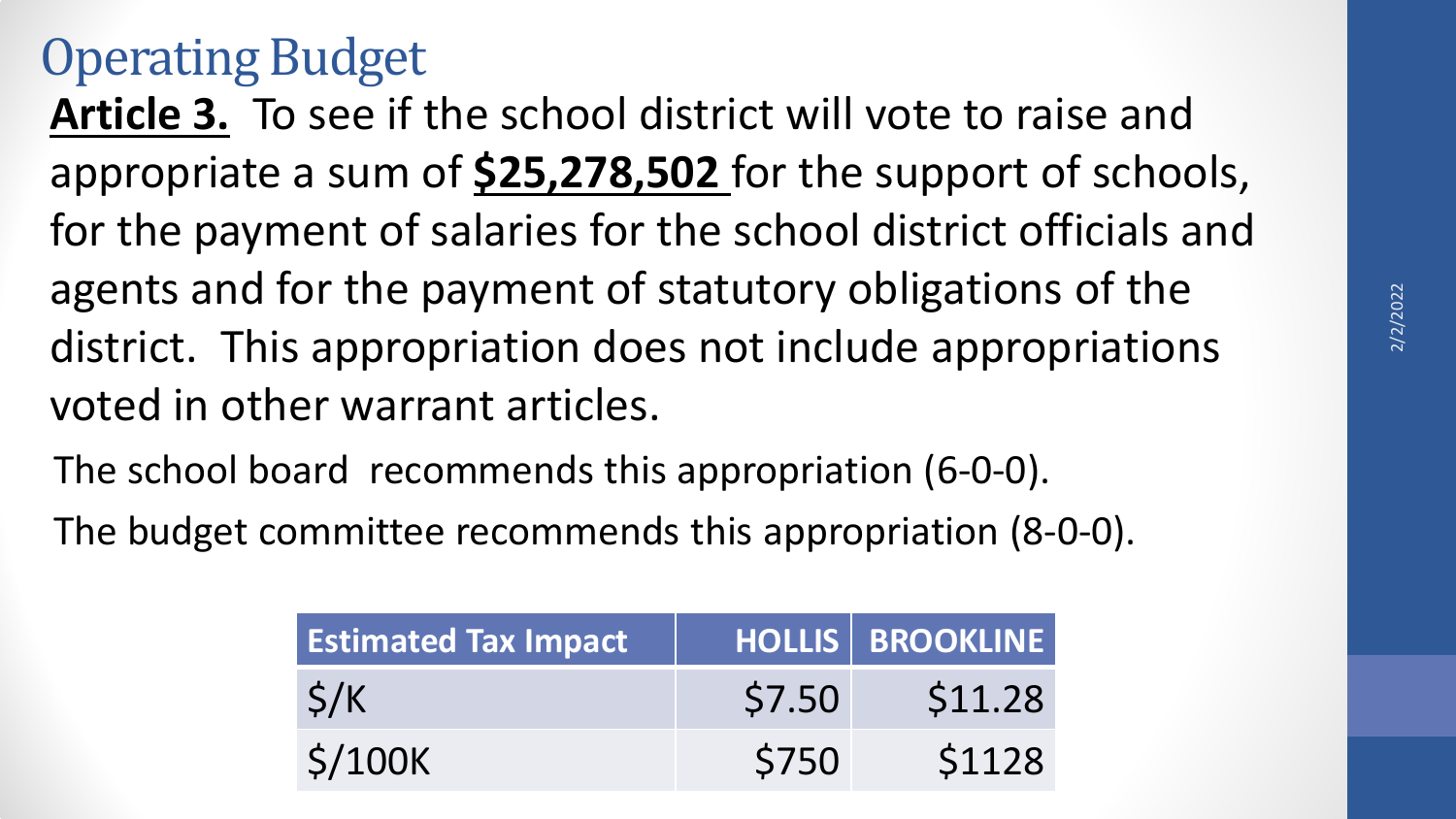# Operating Budget

**Article 3.** To see if the school district will vote to raise and appropriate a sum of **$25,278,502** for the support of schools, for the payment of salaries for the school district officials and agents and for the payment of statutory obligations of the district. This appropriation does not include appropriations voted in other warrant articles.

The school board recommends this appropriation (6-0-0).

The budget committee recommends this appropriation (8-0-0).

| Estimated Tax Impact | HOLLIS | BROOKLINE |
|---|---|---|
| $/K | $7.50 | $11.28 |
| $/100K | $750 | $1128 |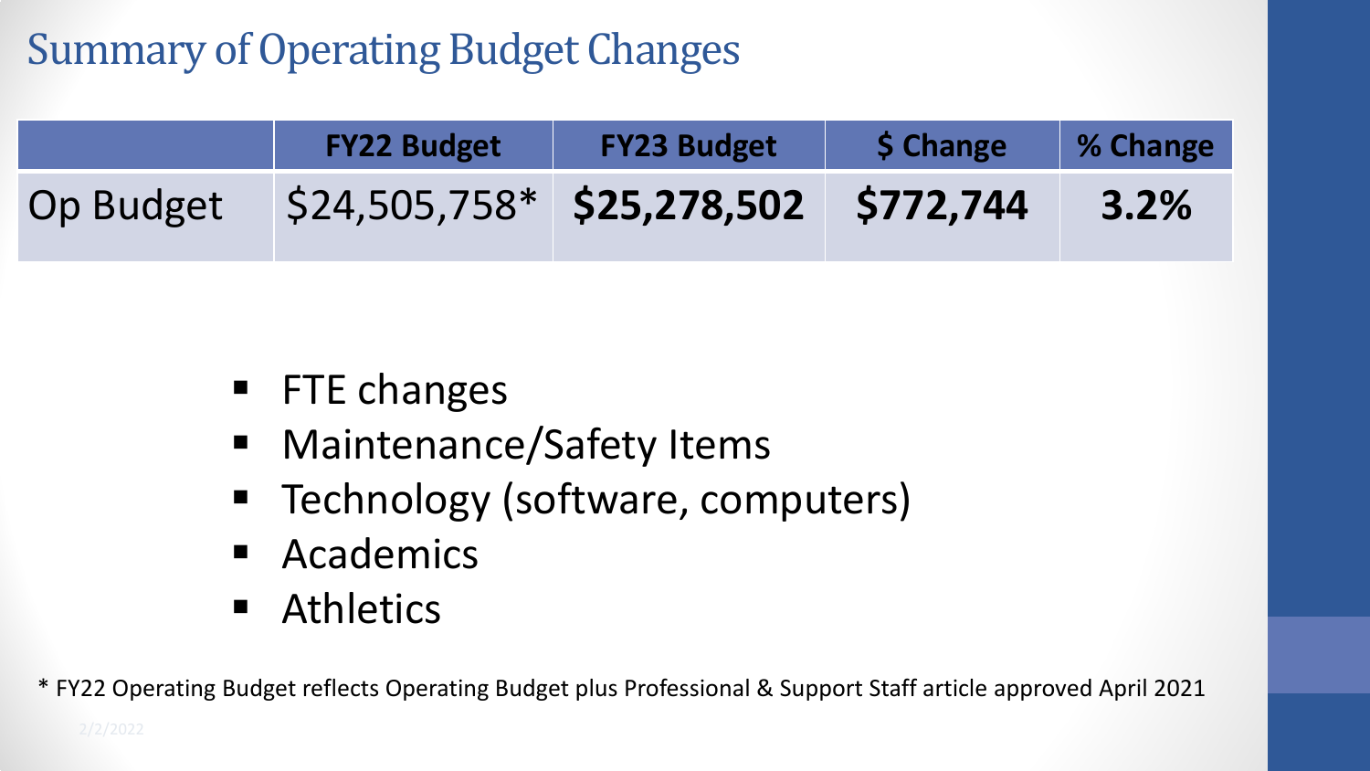# Summary of Operating Budget Changes

| | FY22 Budget | FY23 Budget | $ Change | % Change |
|---|---|---|---|---|
| Op Budget | $24,505,758* | **$25,278,502** | **$772,744** | **3.2%** |

- FTE changes
- Maintenance/Safety Items
- Technology (software, computers)
- Academics
- Athletics

* FY22 Operating Budget reflects Operating Budget plus Professional & Support Staff article approved April 2021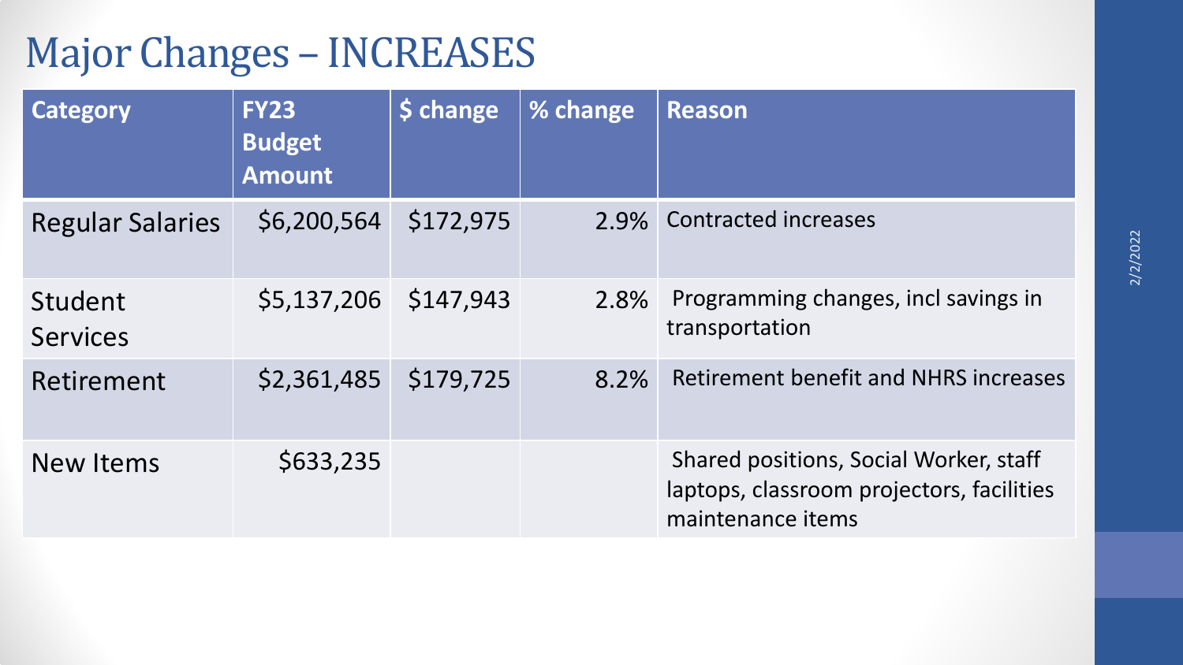# Major Changes – INCREASES

| Category | FY23 Budget Amount | $ change | % change | Reason |
|---|---|---|---|---|
| Regular Salaries | $6,200,564 | $172,975 | 2.9% | Contracted increases |
| Student Services | $5,137,206 | $147,943 | 2.8% | Programming changes, incl savings in transportation |
| Retirement | $2,361,485 | $179,725 | 8.2% | Retirement benefit and NHRS increases |
| New Items | $633,235 | | | Shared positions, Social Worker, staff laptops, classroom projectors, facilities maintenance items |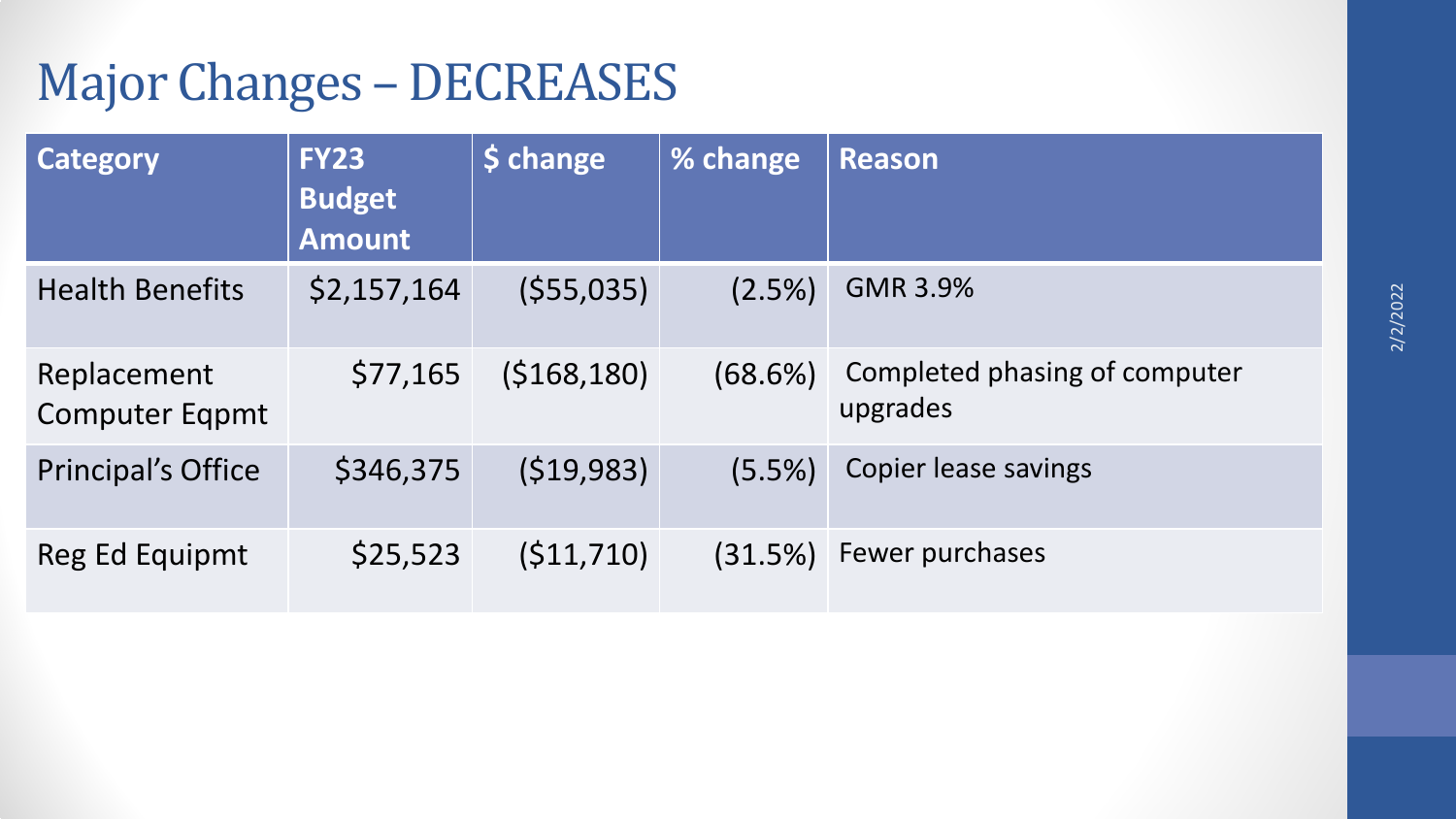# Major Changes – DECREASES

| Category | FY23 Budget Amount | $ change | % change | Reason |
| --- | --- | --- | --- | --- |
| Health Benefits | $2,157,164 | ($55,035) | (2.5%) | GMR 3.9% |
| Replacement Computer Eqpmt | $77,165 | ($168,180) | (68.6%) | Completed phasing of computer upgrades |
| Principal's Office | $346,375 | ($19,983) | (5.5%) | Copier lease savings |
| Reg Ed Equipmt | $25,523 | ($11,710) | (31.5%) | Fewer purchases |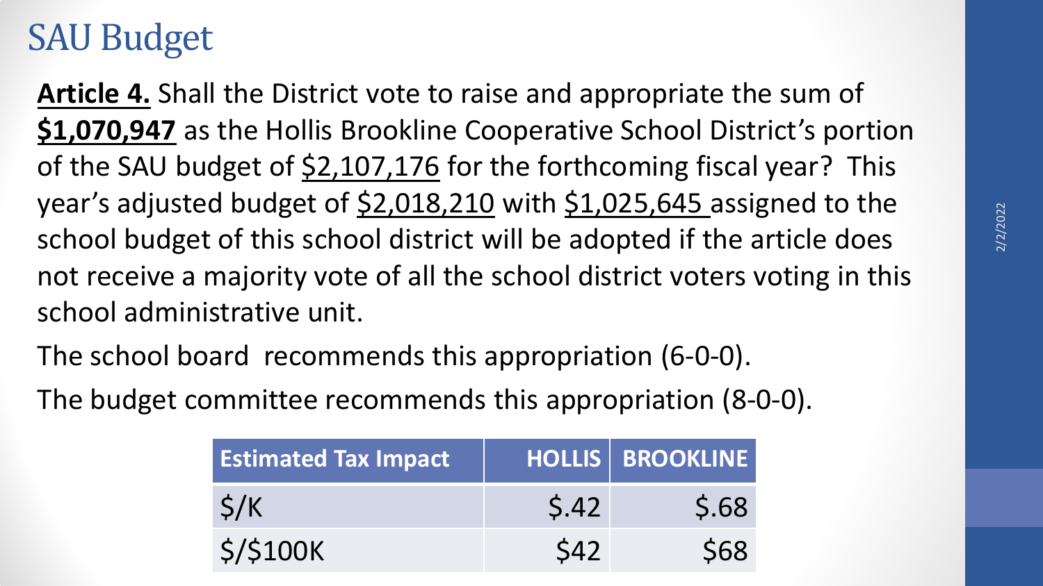# SAU Budget

**Article 4.** Shall the District vote to raise and appropriate the sum of **$1,070,947** as the Hollis Brookline Cooperative School District's portion of the SAU budget of $2,107,176 for the forthcoming fiscal year? This year's adjusted budget of $2,018,210 with $1,025,645 assigned to the school budget of this school district will be adopted if the article does not receive a majority vote of all the school district voters voting in this school administrative unit.

The school board recommends this appropriation (6-0-0).

The budget committee recommends this appropriation (8-0-0).

| Estimated Tax Impact | HOLLIS | BROOKLINE |
|---|---|---|
| $/K | $.42 | $.68 |
| $/$100K | $42 | $68 |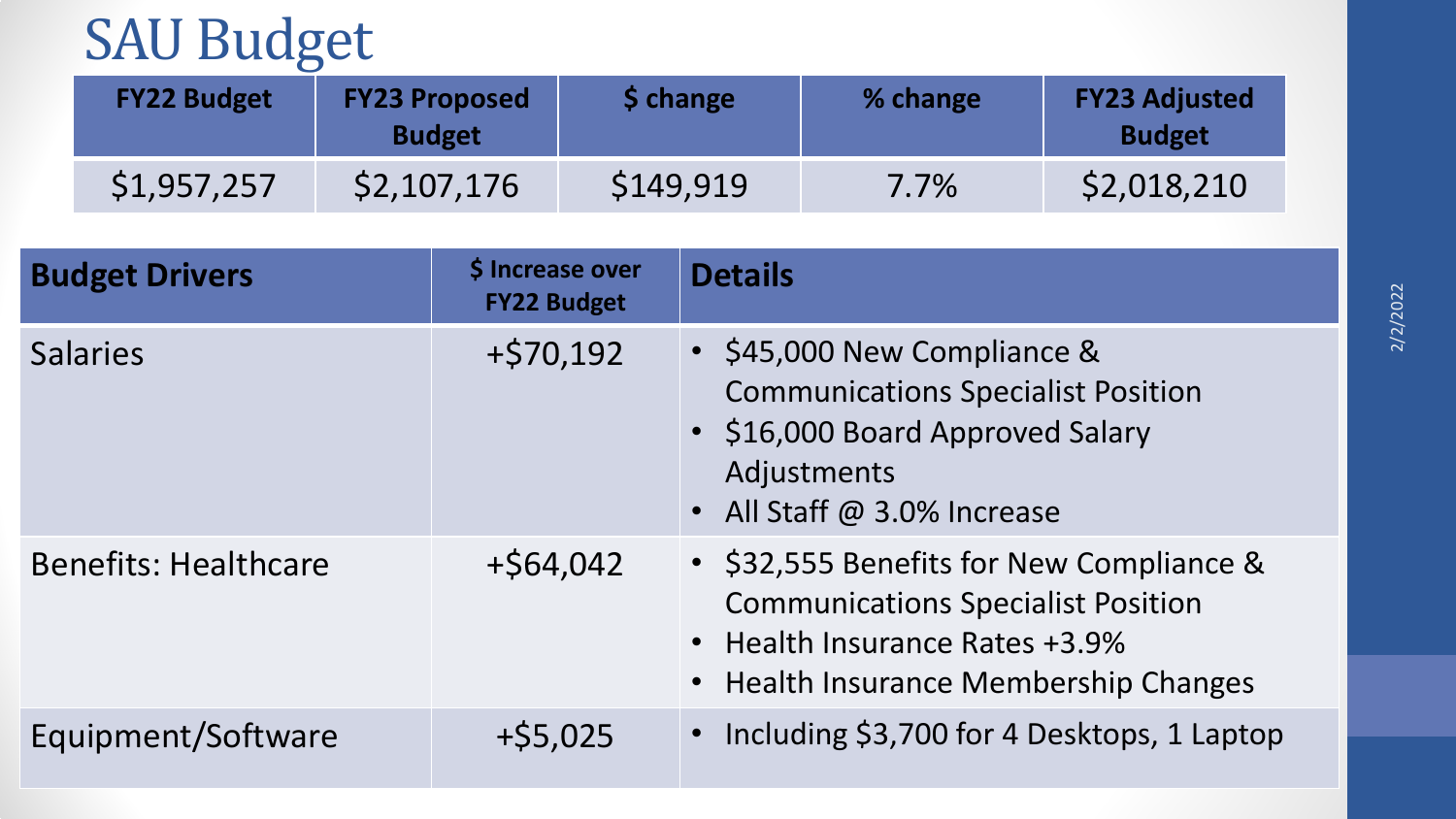# SAU Budget

| FY22 Budget | FY23 Proposed Budget | $ change | % change | FY23 Adjusted Budget |
|---|---|---|---|---|
| $1,957,257 | $2,107,176 | $149,919 | 7.7% | $2,018,210 |

| Budget Drivers | $ Increase over FY22 Budget | Details |
|---|---|---|
| Salaries | +$70,192 | • $45,000 New Compliance & Communications Specialist Position<br>• $16,000 Board Approved Salary Adjustments<br>• All Staff @ 3.0% Increase |
| Benefits: Healthcare | +$64,042 | • $32,555 Benefits for New Compliance & Communications Specialist Position<br>• Health Insurance Rates +3.9%<br>• Health Insurance Membership Changes |
| Equipment/Software | +$5,025 | • Including $3,700 for 4 Desktops, 1 Laptop |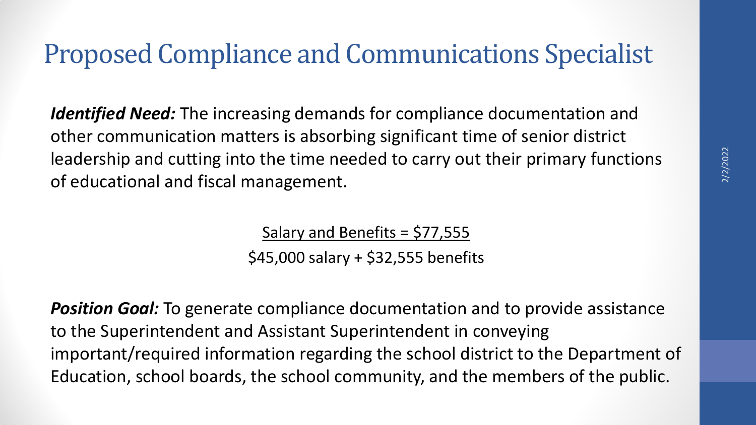# Proposed Compliance and Communications Specialist

***Identified Need:*** The increasing demands for compliance documentation and other communication matters is absorbing significant time of senior district leadership and cutting into the time needed to carry out their primary functions of educational and fiscal management.

<u>Salary and Benefits = $77,555</u>

$45,000 salary + $32,555 benefits

***Position Goal:*** To generate compliance documentation and to provide assistance to the Superintendent and Assistant Superintendent in conveying important/required information regarding the school district to the Department of Education, school boards, the school community, and the members of the public.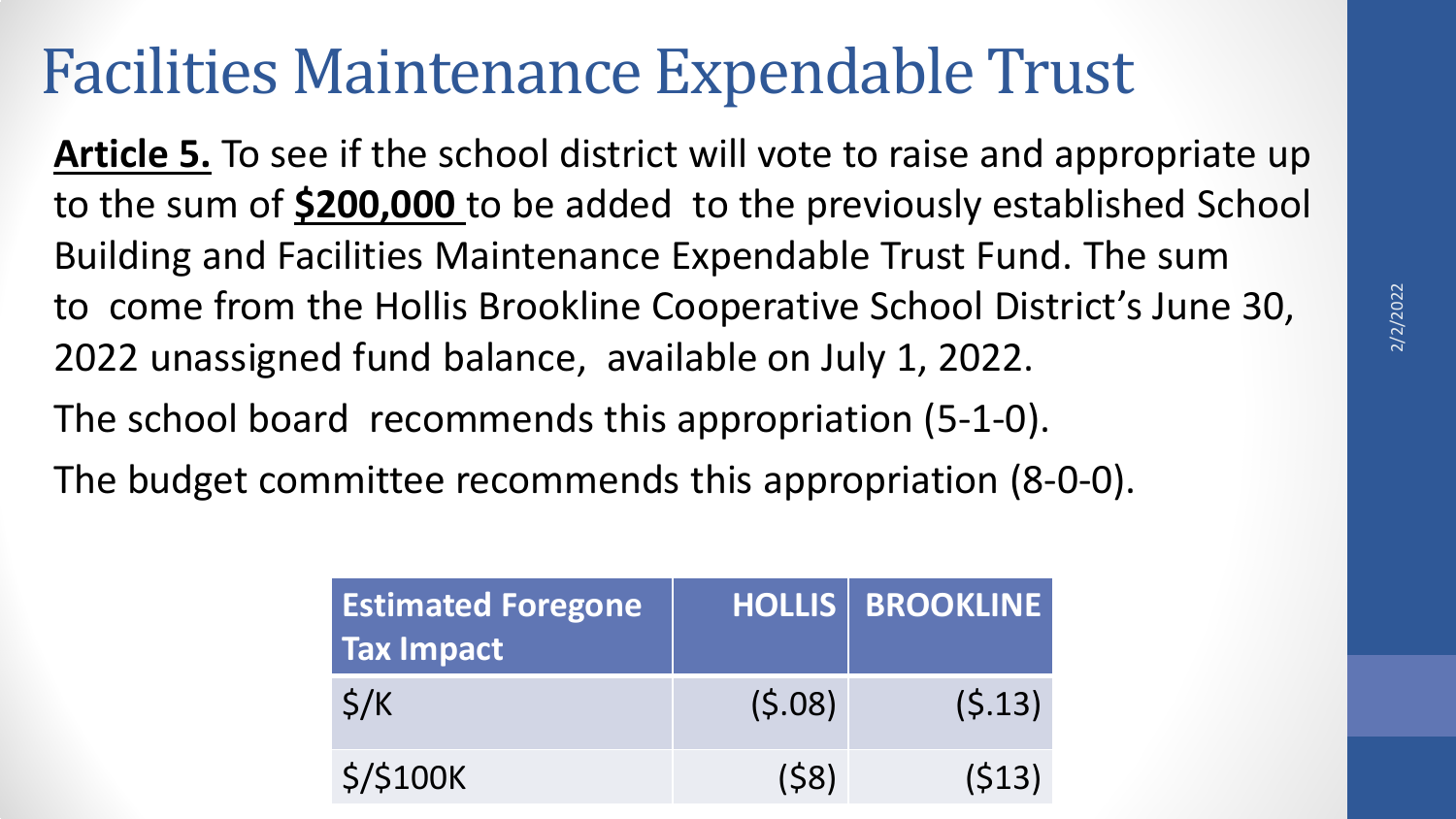# Facilities Maintenance Expendable Trust

**<u>Article 5.</u>** To see if the school district will vote to raise and appropriate up to the sum of **<u>$200,000</u>** to be added to the previously established School Building and Facilities Maintenance Expendable Trust Fund. The sum to come from the Hollis Brookline Cooperative School District's June 30, 2022 unassigned fund balance, available on July 1, 2022.

The school board recommends this appropriation (5-1-0).

The budget committee recommends this appropriation (8-0-0).

| Estimated Foregone Tax Impact | HOLLIS | BROOKLINE |
|---|---|---|
| $/K | ($.08) | ($.13) |
| $/$100K | ($8) | ($13) |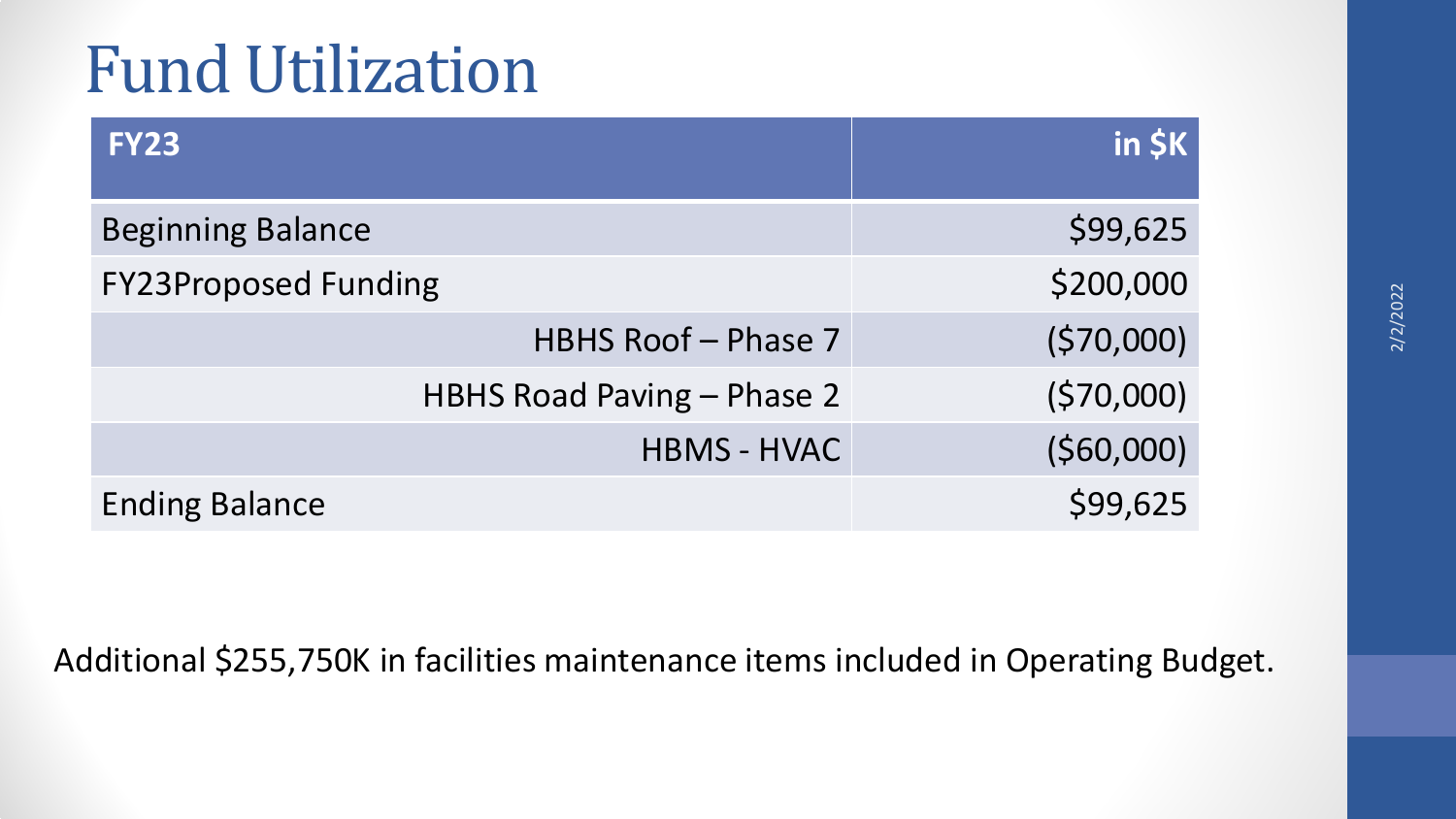# Fund Utilization

| FY23 | in $K |
|---|---|
| Beginning Balance | $99,625 |
| FY23Proposed Funding | $200,000 |
| HBHS Roof – Phase 7 | ($70,000) |
| HBHS Road Paving – Phase 2 | ($70,000) |
| HBMS - HVAC | ($60,000) |
| Ending Balance | $99,625 |

Additional $255,750K in facilities maintenance items included in Operating Budget.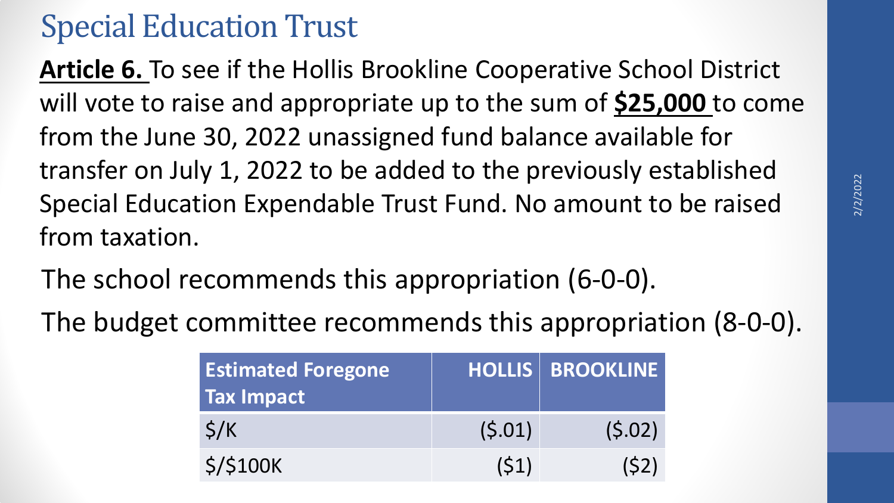# Special Education Trust

**Article 6.** To see if the Hollis Brookline Cooperative School District will vote to raise and appropriate up to the sum of **$25,000** to come from the June 30, 2022 unassigned fund balance available for transfer on July 1, 2022 to be added to the previously established Special Education Expendable Trust Fund. No amount to be raised from taxation.

The school recommends this appropriation (6-0-0).

The budget committee recommends this appropriation (8-0-0).

| Estimated Foregone Tax Impact | HOLLIS | BROOKLINE |
|---|---|---|
| $/K | ($.01) | ($.02) |
| $/$100K | ($1) | ($2) |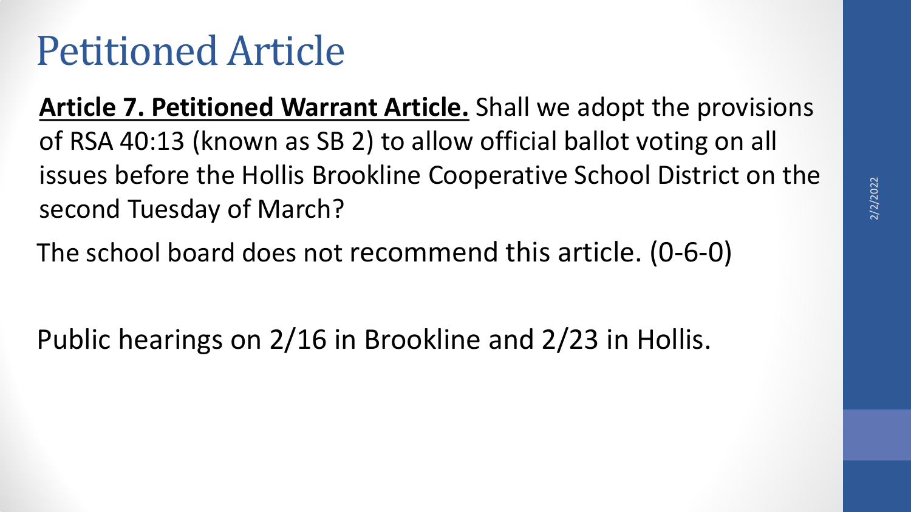# Petitioned Article

**<u>Article 7. Petitioned Warrant Article.</u>** Shall we adopt the provisions of RSA 40:13 (known as SB 2) to allow official ballot voting on all issues before the Hollis Brookline Cooperative School District on the second Tuesday of March?

The school board does not recommend this article. (0-6-0)

Public hearings on 2/16 in Brookline and 2/23 in Hollis.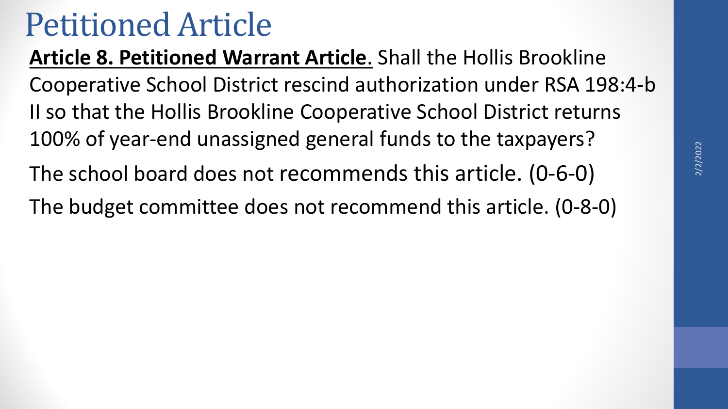# Petitioned Article

**<u>Article 8. Petitioned Warrant Article</u>**. Shall the Hollis Brookline Cooperative School District rescind authorization under RSA 198:4-b II so that the Hollis Brookline Cooperative School District returns 100% of year-end unassigned general funds to the taxpayers?

The school board does not recommends this article. (0-6-0)

The budget committee does not recommend this article. (0-8-0)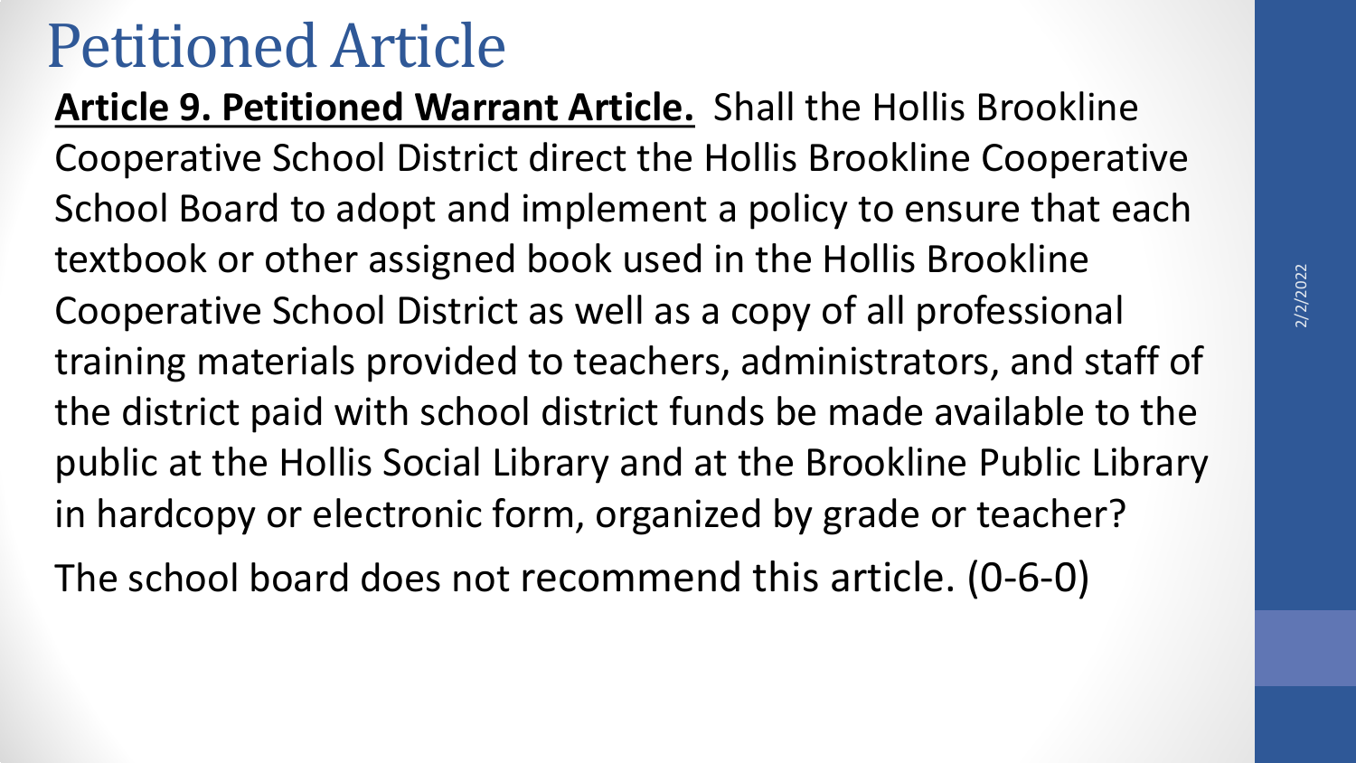# Petitioned Article

**Article 9. Petitioned Warrant Article.** Shall the Hollis Brookline Cooperative School District direct the Hollis Brookline Cooperative School Board to adopt and implement a policy to ensure that each textbook or other assigned book used in the Hollis Brookline Cooperative School District as well as a copy of all professional training materials provided to teachers, administrators, and staff of the district paid with school district funds be made available to the public at the Hollis Social Library and at the Brookline Public Library in hardcopy or electronic form, organized by grade or teacher?

The school board does not recommend this article. (0-6-0)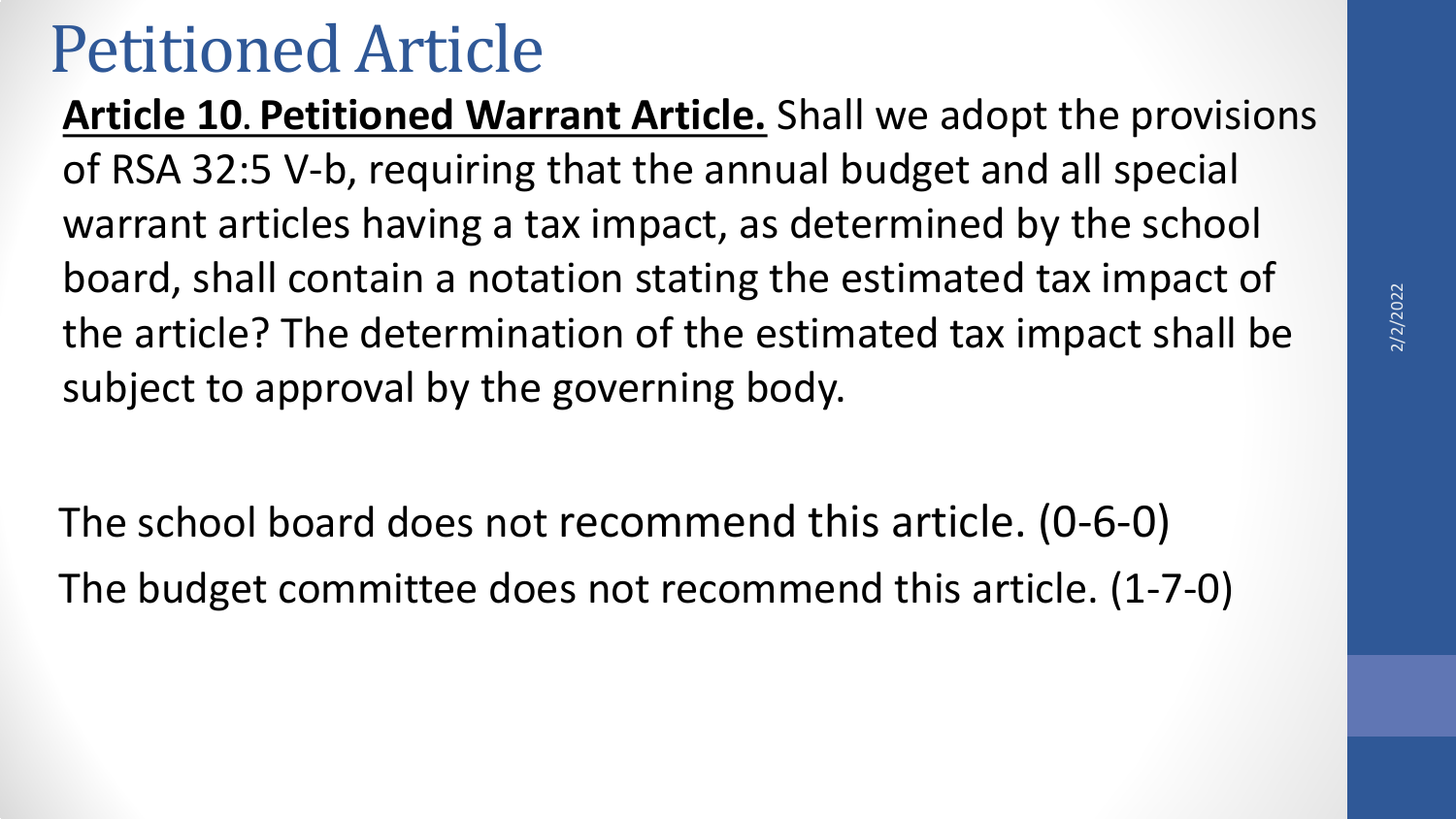# Petitioned Article

**Article 10. Petitioned Warrant Article.** Shall we adopt the provisions of RSA 32:5 V-b, requiring that the annual budget and all special warrant articles having a tax impact, as determined by the school board, shall contain a notation stating the estimated tax impact of the article? The determination of the estimated tax impact shall be subject to approval by the governing body.

The school board does not recommend this article. (0-6-0)

The budget committee does not recommend this article. (1-7-0)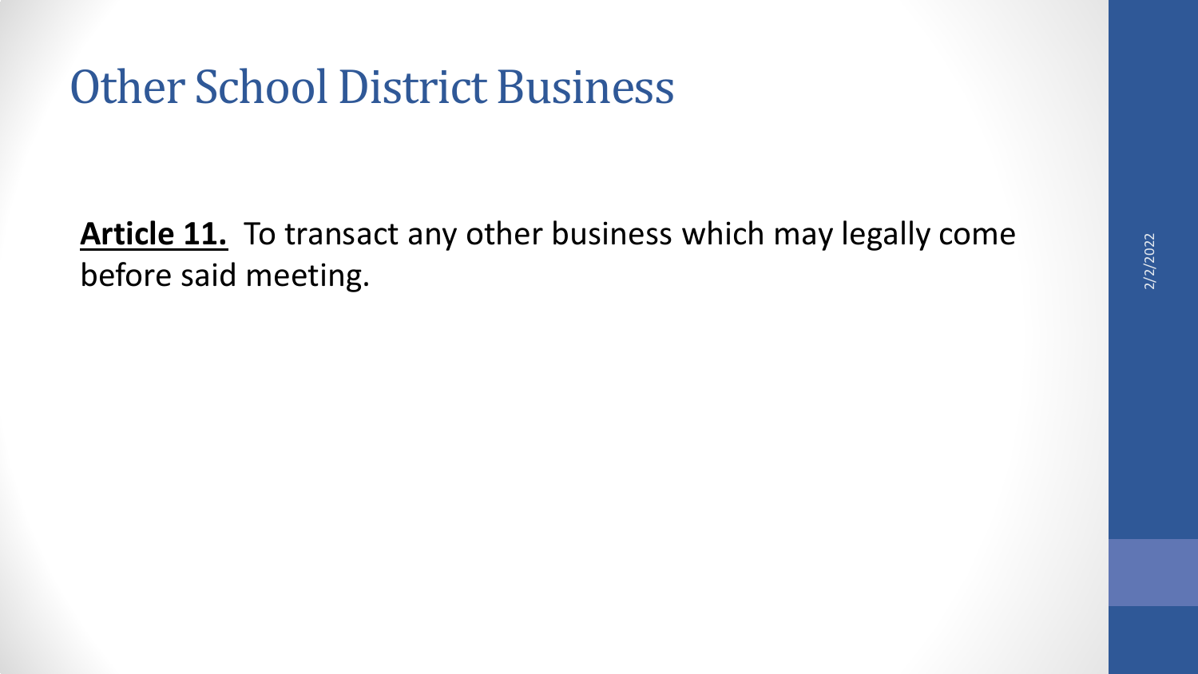# Other School District Business

**Article 11.** To transact any other business which may legally come before said meeting.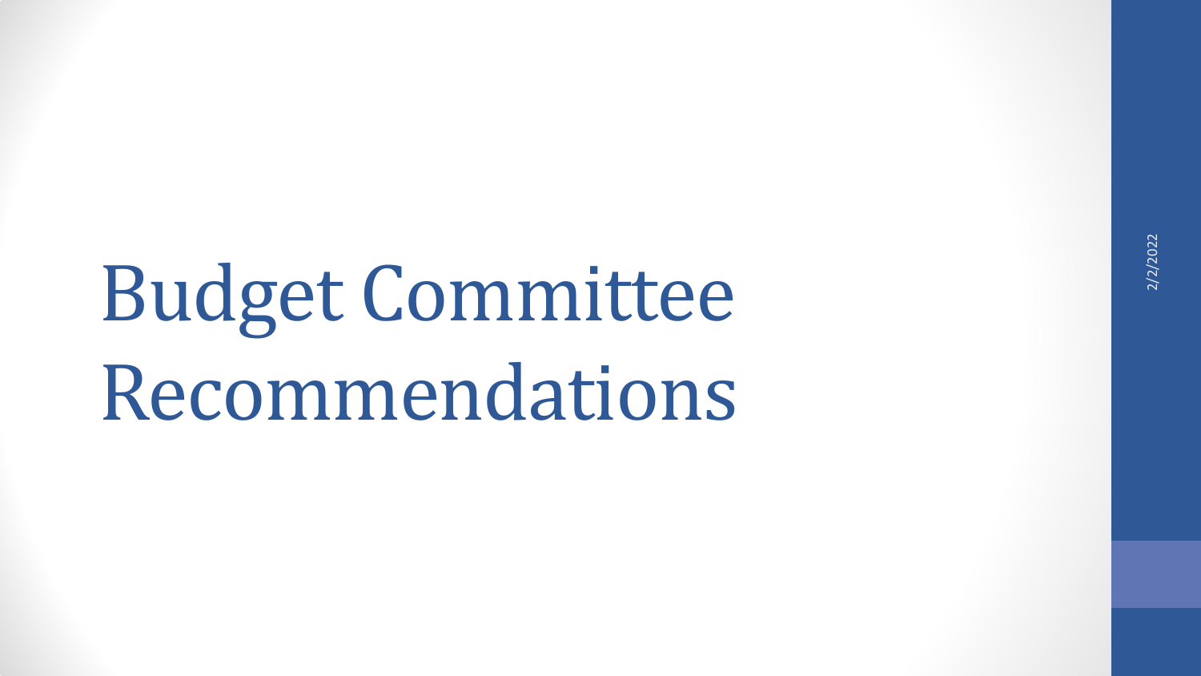# Budget Committee Recommendations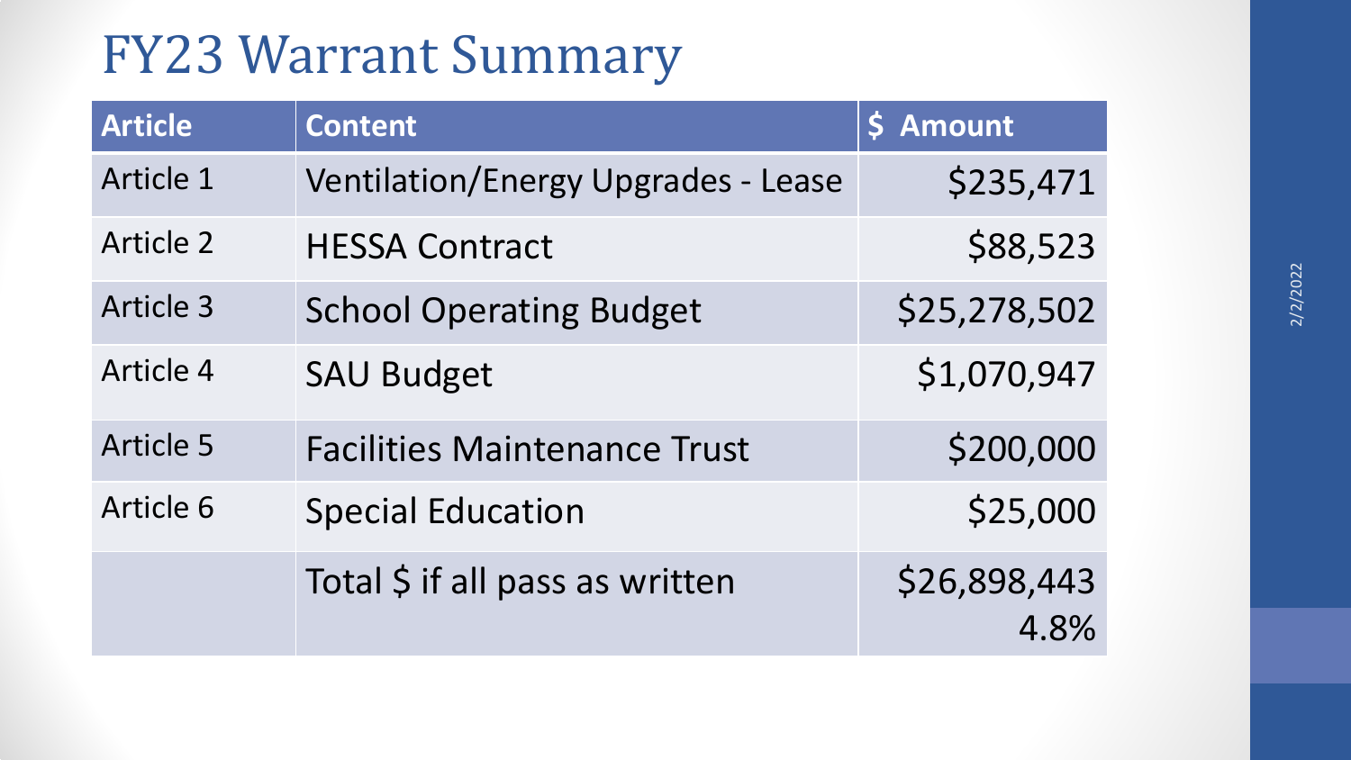# FY23 Warrant Summary

| Article | Content | $ Amount |
|---|---|---|
| Article 1 | Ventilation/Energy Upgrades - Lease | $235,471 |
| Article 2 | HESSA Contract | $88,523 |
| Article 3 | School Operating Budget | $25,278,502 |
| Article 4 | SAU Budget | $1,070,947 |
| Article 5 | Facilities Maintenance Trust | $200,000 |
| Article 6 | Special Education | $25,000 |
| | Total $ if all pass as written | $26,898,443 4.8% |